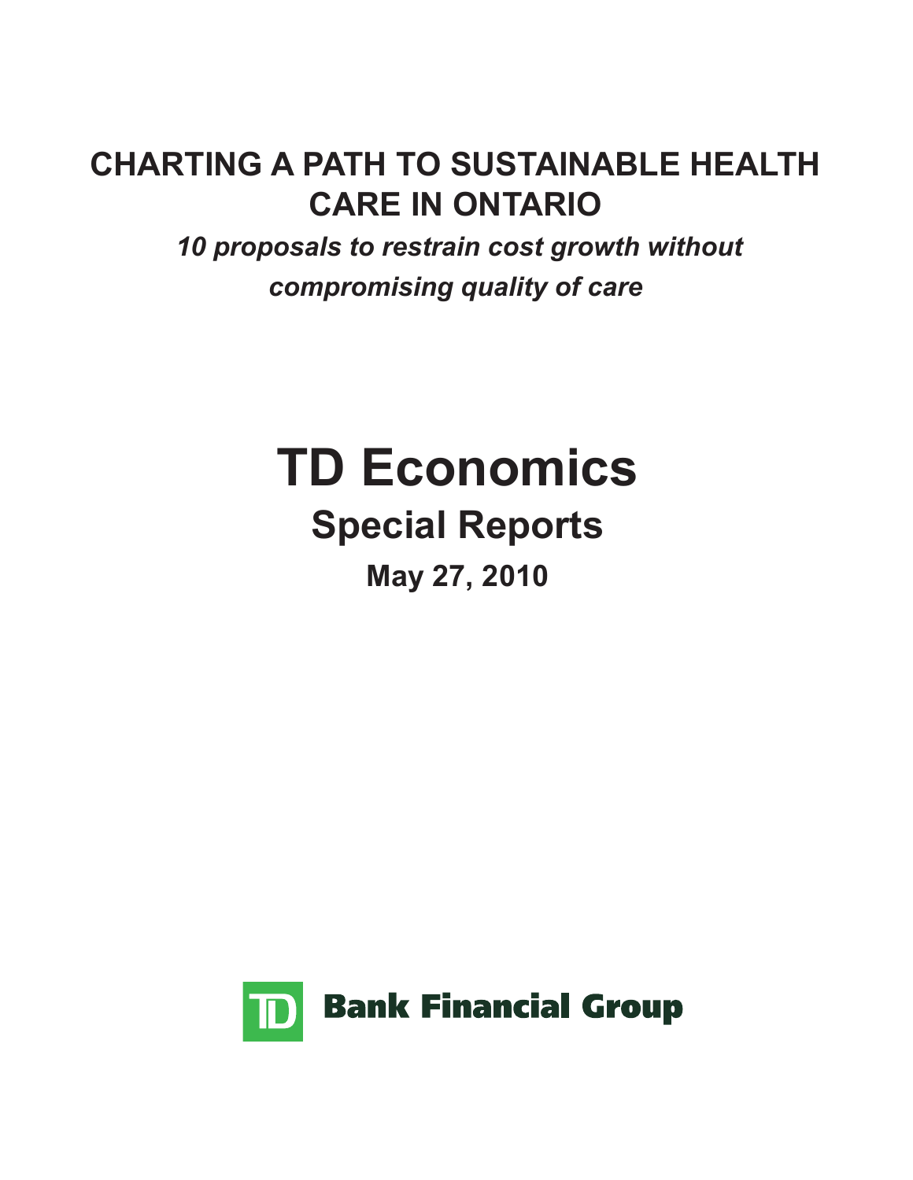# CHARTING A PATH TO SUSTAINABLE HEALTH CARE IN ONTARIO

*10 proposals to restrain cost growth without compromising quality of care*

# TD Economics

## Special Reports

**May 27, 2010**

**Bank Financial Group**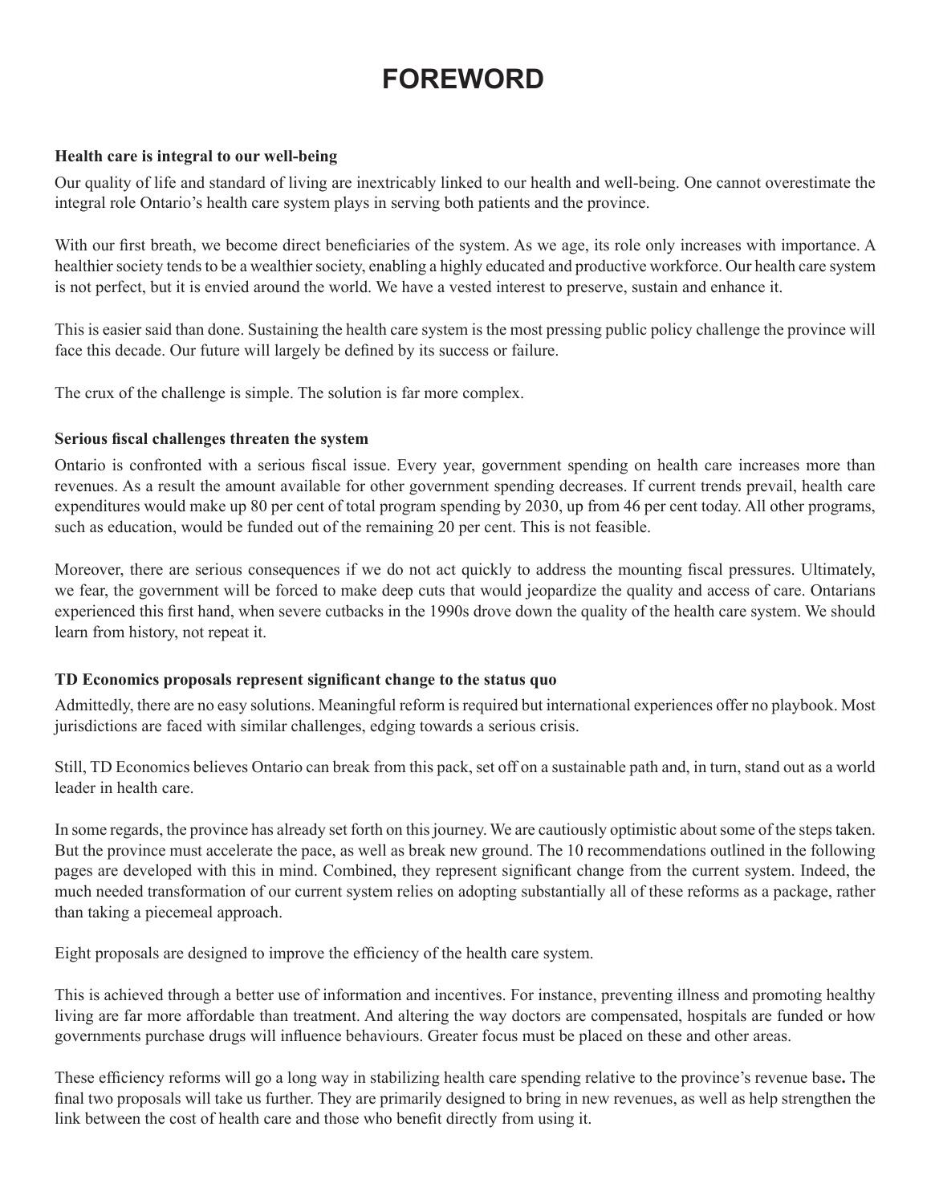# FOREWORD

**Health care is integral to our well-being**

Our quality of life and standard of living are inextricably linked to our health and well-being. One cannot overestimate the integral role Ontario's health care system plays in serving both patients and the province.

With our first breath, we become direct beneficiaries of the system. As we age, its role only increases with importance. A healthier society tends to be a wealthier society, enabling a highly educated and productive workforce. Our health care system is not perfect, but it is envied around the world. We have a vested interest to preserve, sustain and enhance it.

This is easier said than done. Sustaining the health care system is the most pressing public policy challenge the province will face this decade. Our future will largely be defined by its success or failure.

The crux of the challenge is simple. The solution is far more complex.

**Serious fiscal challenges threaten the system**

Ontario is confronted with a serious fiscal issue. Every year, government spending on health care increases more than revenues. As a result the amount available for other government spending decreases. If current trends prevail, health care expenditures would make up 80 per cent of total program spending by 2030, up from 46 per cent today. All other programs, such as education, would be funded out of the remaining 20 per cent. This is not feasible.

Moreover, there are serious consequences if we do not act quickly to address the mounting fiscal pressures. Ultimately, we fear, the government will be forced to make deep cuts that would jeopardize the quality and access of care. Ontarians experienced this first hand, when severe cutbacks in the 1990s drove down the quality of the health care system. We should learn from history, not repeat it.

**TD Economics proposals represent significant change to the status quo**

Admittedly, there are no easy solutions. Meaningful reform is required but international experiences offer no playbook. Most jurisdictions are faced with similar challenges, edging towards a serious crisis.

Still, TD Economics believes Ontario can break from this pack, set off on a sustainable path and, in turn, stand out as a world leader in health care.

In some regards, the province has already set forth on this journey. We are cautiously optimistic about some of the steps taken. But the province must accelerate the pace, as well as break new ground. The 10 recommendations outlined in the following pages are developed with this in mind. Combined, they represent significant change from the current system. Indeed, the much needed transformation of our current system relies on adopting substantially all of these reforms as a package, rather than taking a piecemeal approach.

Eight proposals are designed to improve the efficiency of the health care system.

This is achieved through a better use of information and incentives. For instance, preventing illness and promoting healthy living are far more affordable than treatment. And altering the way doctors are compensated, hospitals are funded or how governments purchase drugs will influence behaviours. Greater focus must be placed on these and other areas.

These efficiency reforms will go a long way in stabilizing health care spending relative to the province's revenue base**.** The final two proposals will take us further. They are primarily designed to bring in new revenues, as well as help strengthen the link between the cost of health care and those who benefit directly from using it.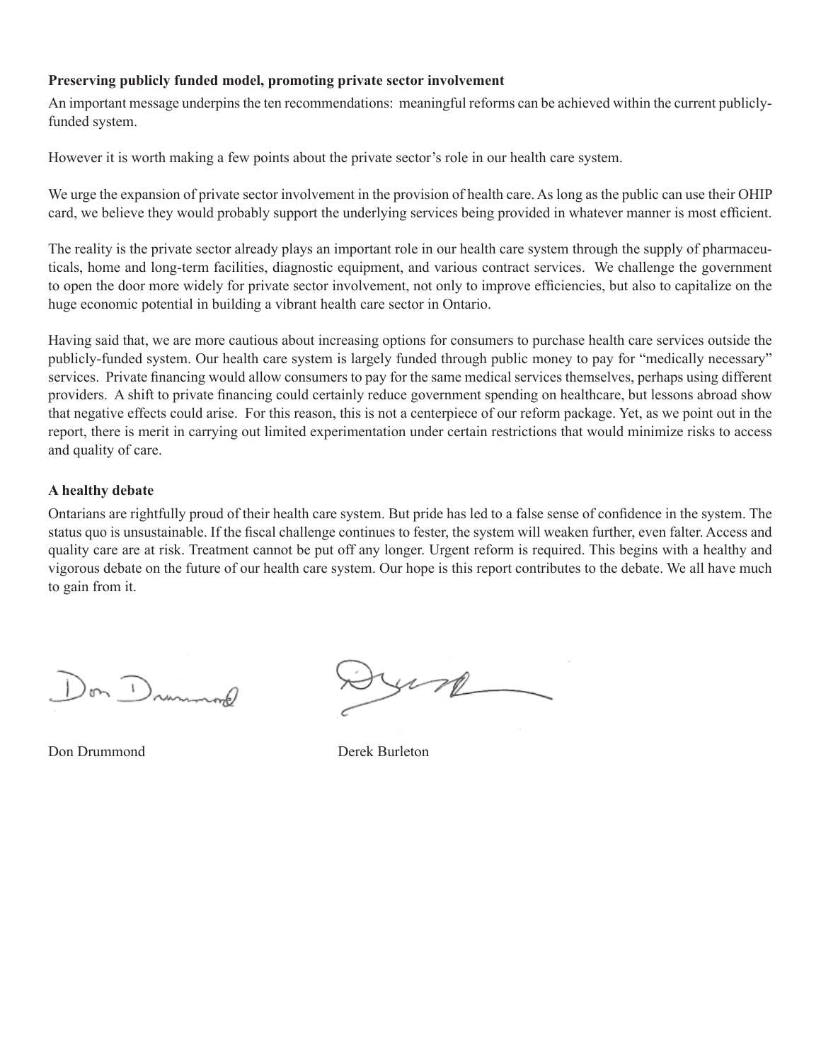**Preserving publicly funded model, promoting private sector involvement**

An important message underpins the ten recommendations: meaningful reforms can be achieved within the current publicly-funded system.

However it is worth making a few points about the private sector's role in our health care system.

We urge the expansion of private sector involvement in the provision of health care. As long as the public can use their OHIP card, we believe they would probably support the underlying services being provided in whatever manner is most efficient.

The reality is the private sector already plays an important role in our health care system through the supply of pharmaceuticals, home and long-term facilities, diagnostic equipment, and various contract services. We challenge the government to open the door more widely for private sector involvement, not only to improve efficiencies, but also to capitalize on the huge economic potential in building a vibrant health care sector in Ontario.

Having said that, we are more cautious about increasing options for consumers to purchase health care services outside the publicly-funded system. Our health care system is largely funded through public money to pay for "medically necessary" services. Private financing would allow consumers to pay for the same medical services themselves, perhaps using different providers. A shift to private financing could certainly reduce government spending on healthcare, but lessons abroad show that negative effects could arise. For this reason, this is not a centerpiece of our reform package. Yet, as we point out in the report, there is merit in carrying out limited experimentation under certain restrictions that would minimize risks to access and quality of care.

**A healthy debate**

Ontarians are rightfully proud of their health care system. But pride has led to a false sense of confidence in the system. The status quo is unsustainable. If the fiscal challenge continues to fester, the system will weaken further, even falter. Access and quality care are at risk. Treatment cannot be put off any longer. Urgent reform is required. This begins with a healthy and vigorous debate on the future of our health care system. Our hope is this report contributes to the debate. We all have much to gain from it.

Don Drummond

Derek Burleton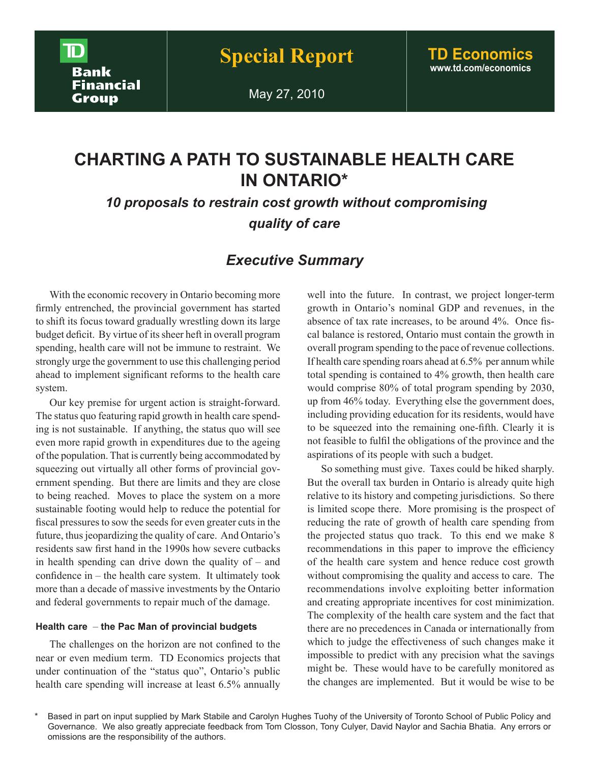**Special Report**

May 27, 2010

**TD Economics**
www.td.com/economics

# CHARTING A PATH TO SUSTAINABLE HEALTH CARE IN ONTARIO*

## *10 proposals to restrain cost growth without compromising quality of care*

## *Executive Summary*

With the economic recovery in Ontario becoming more firmly entrenched, the provincial government has started to shift its focus toward gradually wrestling down its large budget deficit. By virtue of its sheer heft in overall program spending, health care will not be immune to restraint. We strongly urge the government to use this challenging period ahead to implement significant reforms to the health care system.

Our key premise for urgent action is straight-forward. The status quo featuring rapid growth in health care spending is not sustainable. If anything, the status quo will see even more rapid growth in expenditures due to the ageing of the population. That is currently being accommodated by squeezing out virtually all other forms of provincial government spending. But there are limits and they are close to being reached. Moves to place the system on a more sustainable footing would help to reduce the potential for fiscal pressures to sow the seeds for even greater cuts in the future, thus jeopardizing the quality of care. And Ontario's residents saw first hand in the 1990s how severe cutbacks in health spending can drive down the quality of – and confidence in – the health care system. It ultimately took more than a decade of massive investments by the Ontario and federal governments to repair much of the damage.

#### Health care – the Pac Man of provincial budgets

The challenges on the horizon are not confined to the near or even medium term. TD Economics projects that under continuation of the "status quo", Ontario's public health care spending will increase at least 6.5% annually well into the future. In contrast, we project longer-term growth in Ontario's nominal GDP and revenues, in the absence of tax rate increases, to be around 4%. Once fiscal balance is restored, Ontario must contain the growth in overall program spending to the pace of revenue collections. If health care spending roars ahead at 6.5% per annum while total spending is contained to 4% growth, then health care would comprise 80% of total program spending by 2030, up from 46% today. Everything else the government does, including providing education for its residents, would have to be squeezed into the remaining one-fifth. Clearly it is not feasible to fulfil the obligations of the province and the aspirations of its people with such a budget.

So something must give. Taxes could be hiked sharply. But the overall tax burden in Ontario is already quite high relative to its history and competing jurisdictions. So there is limited scope there. More promising is the prospect of reducing the rate of growth of health care spending from the projected status quo track. To this end we make 8 recommendations in this paper to improve the efficiency of the health care system and hence reduce cost growth without compromising the quality and access to care. The recommendations involve exploiting better information and creating appropriate incentives for cost minimization. The complexity of the health care system and the fact that there are no precedences in Canada or internationally from which to judge the effectiveness of such changes make it impossible to predict with any precision what the savings might be. These would have to be carefully monitored as the changes are implemented. But it would be wise to be

\* Based in part on input supplied by Mark Stabile and Carolyn Hughes Tuohy of the University of Toronto School of Public Policy and Governance. We also greatly appreciate feedback from Tom Closson, Tony Culyer, David Naylor and Sachia Bhatia. Any errors or omissions are the responsibility of the authors.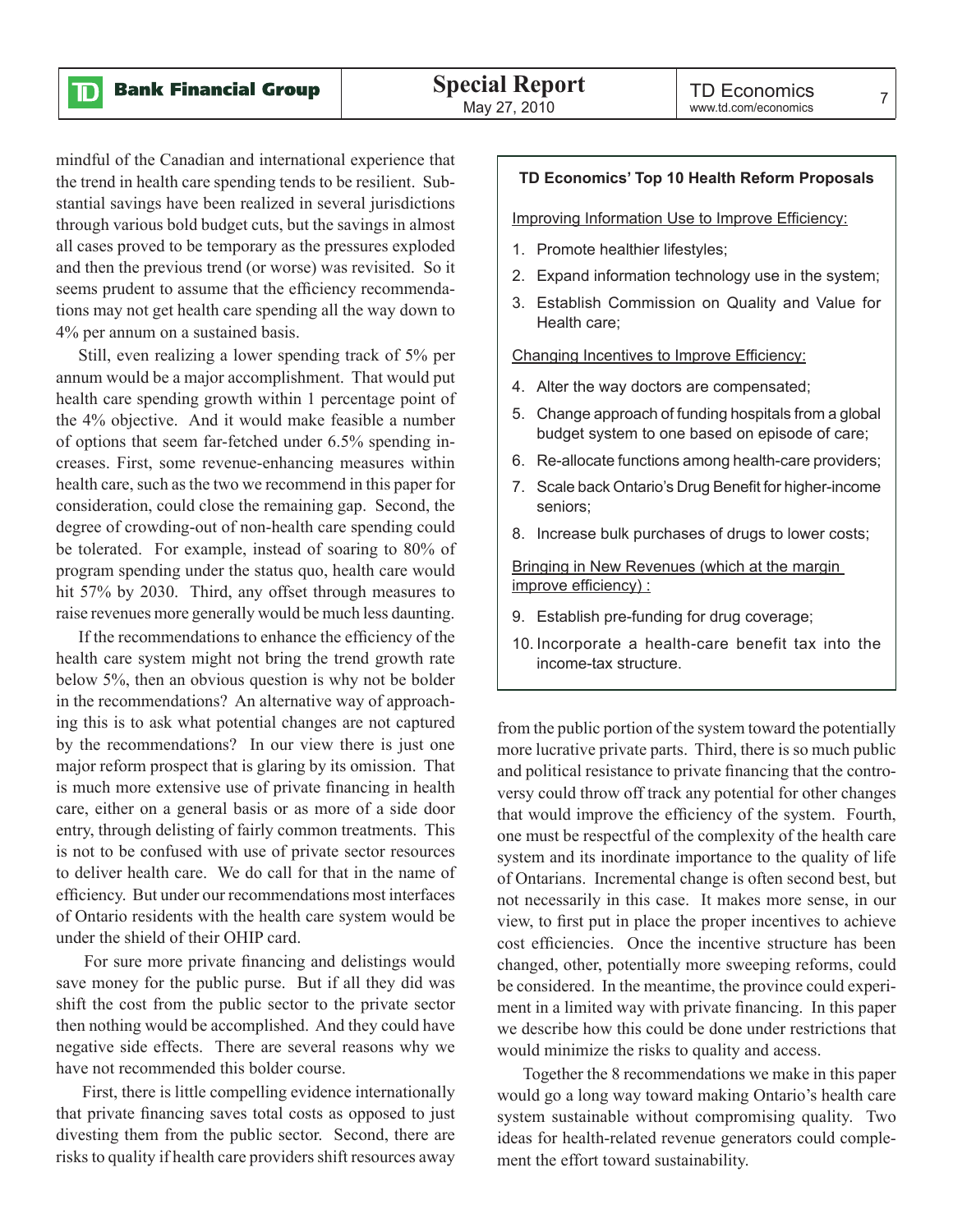mindful of the Canadian and international experience that the trend in health care spending tends to be resilient. Substantial savings have been realized in several jurisdictions through various bold budget cuts, but the savings in almost all cases proved to be temporary as the pressures exploded and then the previous trend (or worse) was revisited. So it seems prudent to assume that the efficiency recommendations may not get health care spending all the way down to 4% per annum on a sustained basis.

Still, even realizing a lower spending track of 5% per annum would be a major accomplishment. That would put health care spending growth within 1 percentage point of the 4% objective. And it would make feasible a number of options that seem far-fetched under 6.5% spending increases. First, some revenue-enhancing measures within health care, such as the two we recommend in this paper for consideration, could close the remaining gap. Second, the degree of crowding-out of non-health care spending could be tolerated. For example, instead of soaring to 80% of program spending under the status quo, health care would hit 57% by 2030. Third, any offset through measures to raise revenues more generally would be much less daunting.

If the recommendations to enhance the efficiency of the health care system might not bring the trend growth rate below 5%, then an obvious question is why not be bolder in the recommendations? An alternative way of approaching this is to ask what potential changes are not captured by the recommendations? In our view there is just one major reform prospect that is glaring by its omission. That is much more extensive use of private financing in health care, either on a general basis or as more of a side door entry, through delisting of fairly common treatments. This is not to be confused with use of private sector resources to deliver health care. We do call for that in the name of efficiency. But under our recommendations most interfaces of Ontario residents with the health care system would be under the shield of their OHIP card.

For sure more private financing and delistings would save money for the public purse. But if all they did was shift the cost from the public sector to the private sector then nothing would be accomplished. And they could have negative side effects. There are several reasons why we have not recommended this bolder course.

First, there is little compelling evidence internationally that private financing saves total costs as opposed to just divesting them from the public sector. Second, there are risks to quality if health care providers shift resources away from the public portion of the system toward the potentially more lucrative private parts. Third, there is so much public and political resistance to private financing that the controversy could throw off track any potential for other changes that would improve the efficiency of the system. Fourth, one must be respectful of the complexity of the health care system and its inordinate importance to the quality of life of Ontarians. Incremental change is often second best, but not necessarily in this case. It makes more sense, in our view, to first put in place the proper incentives to achieve cost efficiencies. Once the incentive structure has been changed, other, potentially more sweeping reforms, could be considered. In the meantime, the province could experiment in a limited way with private financing. In this paper we describe how this could be done under restrictions that would minimize the risks to quality and access.

Together the 8 recommendations we make in this paper would go a long way toward making Ontario's health care system sustainable without compromising quality. Two ideas for health-related revenue generators could complement the effort toward sustainability.

---

**TD Economics' Top 10 Health Reform Proposals**

Improving Information Use to Improve Efficiency:

1. Promote healthier lifestyles;
2. Expand information technology use in the system;
3. Establish Commission on Quality and Value for Health care;

Changing Incentives to Improve Efficiency:

4. Alter the way doctors are compensated;
5. Change approach of funding hospitals from a global budget system to one based on episode of care;
6. Re-allocate functions among health-care providers;
7. Scale back Ontario's Drug Benefit for higher-income seniors;
8. Increase bulk purchases of drugs to lower costs;

Bringing in New Revenues (which at the margin improve efficiency) :

9. Establish pre-funding for drug coverage;
10. Incorporate a health-care benefit tax into the income-tax structure.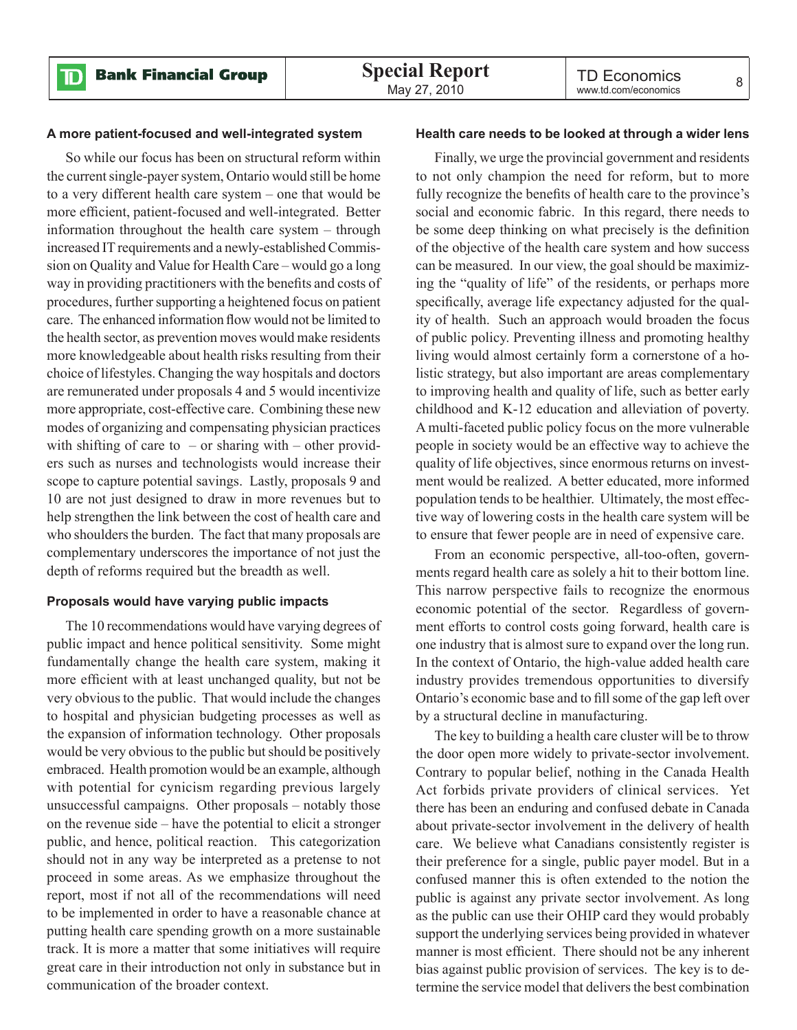### A more patient-focused and well-integrated system

So while our focus has been on structural reform within the current single-payer system, Ontario would still be home to a very different health care system – one that would be more efficient, patient-focused and well-integrated. Better information throughout the health care system – through increased IT requirements and a newly-established Commission on Quality and Value for Health Care – would go a long way in providing practitioners with the benefits and costs of procedures, further supporting a heightened focus on patient care. The enhanced information flow would not be limited to the health sector, as prevention moves would make residents more knowledgeable about health risks resulting from their choice of lifestyles. Changing the way hospitals and doctors are remunerated under proposals 4 and 5 would incentivize more appropriate, cost-effective care. Combining these new modes of organizing and compensating physician practices with shifting of care to – or sharing with – other providers such as nurses and technologists would increase their scope to capture potential savings. Lastly, proposals 9 and 10 are not just designed to draw in more revenues but to help strengthen the link between the cost of health care and who shoulders the burden. The fact that many proposals are complementary underscores the importance of not just the depth of reforms required but the breadth as well.

### Proposals would have varying public impacts

The 10 recommendations would have varying degrees of public impact and hence political sensitivity. Some might fundamentally change the health care system, making it more efficient with at least unchanged quality, but not be very obvious to the public. That would include the changes to hospital and physician budgeting processes as well as the expansion of information technology. Other proposals would be very obvious to the public but should be positively embraced. Health promotion would be an example, although with potential for cynicism regarding previous largely unsuccessful campaigns. Other proposals – notably those on the revenue side – have the potential to elicit a stronger public, and hence, political reaction. This categorization should not in any way be interpreted as a pretense to not proceed in some areas. As we emphasize throughout the report, most if not all of the recommendations will need to be implemented in order to have a reasonable chance at putting health care spending growth on a more sustainable track. It is more a matter that some initiatives will require great care in their introduction not only in substance but in communication of the broader context.

### Health care needs to be looked at through a wider lens

Finally, we urge the provincial government and residents to not only champion the need for reform, but to more fully recognize the benefits of health care to the province's social and economic fabric. In this regard, there needs to be some deep thinking on what precisely is the definition of the objective of the health care system and how success can be measured. In our view, the goal should be maximizing the "quality of life" of the residents, or perhaps more specifically, average life expectancy adjusted for the quality of health. Such an approach would broaden the focus of public policy. Preventing illness and promoting healthy living would almost certainly form a cornerstone of a holistic strategy, but also important are areas complementary to improving health and quality of life, such as better early childhood and K-12 education and alleviation of poverty. A multi-faceted public policy focus on the more vulnerable people in society would be an effective way to achieve the quality of life objectives, since enormous returns on investment would be realized. A better educated, more informed population tends to be healthier. Ultimately, the most effective way of lowering costs in the health care system will be to ensure that fewer people are in need of expensive care.

From an economic perspective, all-too-often, governments regard health care as solely a hit to their bottom line. This narrow perspective fails to recognize the enormous economic potential of the sector. Regardless of government efforts to control costs going forward, health care is one industry that is almost sure to expand over the long run. In the context of Ontario, the high-value added health care industry provides tremendous opportunities to diversify Ontario's economic base and to fill some of the gap left over by a structural decline in manufacturing.

The key to building a health care cluster will be to throw the door open more widely to private-sector involvement. Contrary to popular belief, nothing in the Canada Health Act forbids private providers of clinical services. Yet there has been an enduring and confused debate in Canada about private-sector involvement in the delivery of health care. We believe what Canadians consistently register is their preference for a single, public payer model. But in a confused manner this is often extended to the notion the public is against any private sector involvement. As long as the public can use their OHIP card they would probably support the underlying services being provided in whatever manner is most efficient. There should not be any inherent bias against public provision of services. The key is to determine the service model that delivers the best combination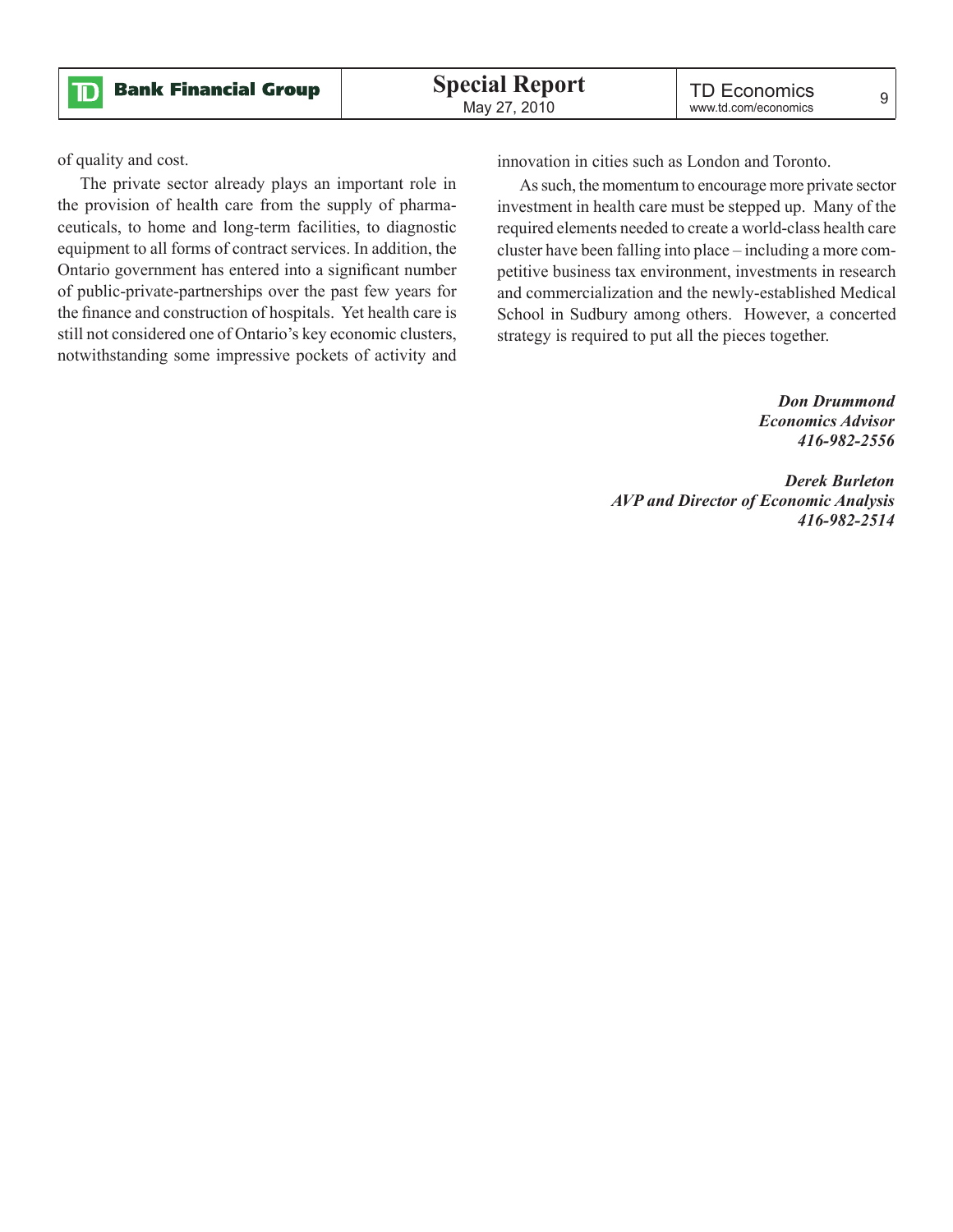of quality and cost.

The private sector already plays an important role in the provision of health care from the supply of pharmaceuticals, to home and long-term facilities, to diagnostic equipment to all forms of contract services. In addition, the Ontario government has entered into a significant number of public-private-partnerships over the past few years for the finance and construction of hospitals. Yet health care is still not considered one of Ontario's key economic clusters, notwithstanding some impressive pockets of activity and innovation in cities such as London and Toronto.

As such, the momentum to encourage more private sector investment in health care must be stepped up. Many of the required elements needed to create a world-class health care cluster have been falling into place – including a more competitive business tax environment, investments in research and commercialization and the newly-established Medical School in Sudbury among others. However, a concerted strategy is required to put all the pieces together.

***Don Drummond***
***Economics Advisor***
***416-982-2556***

***Derek Burleton***
***AVP and Director of Economic Analysis***
***416-982-2514***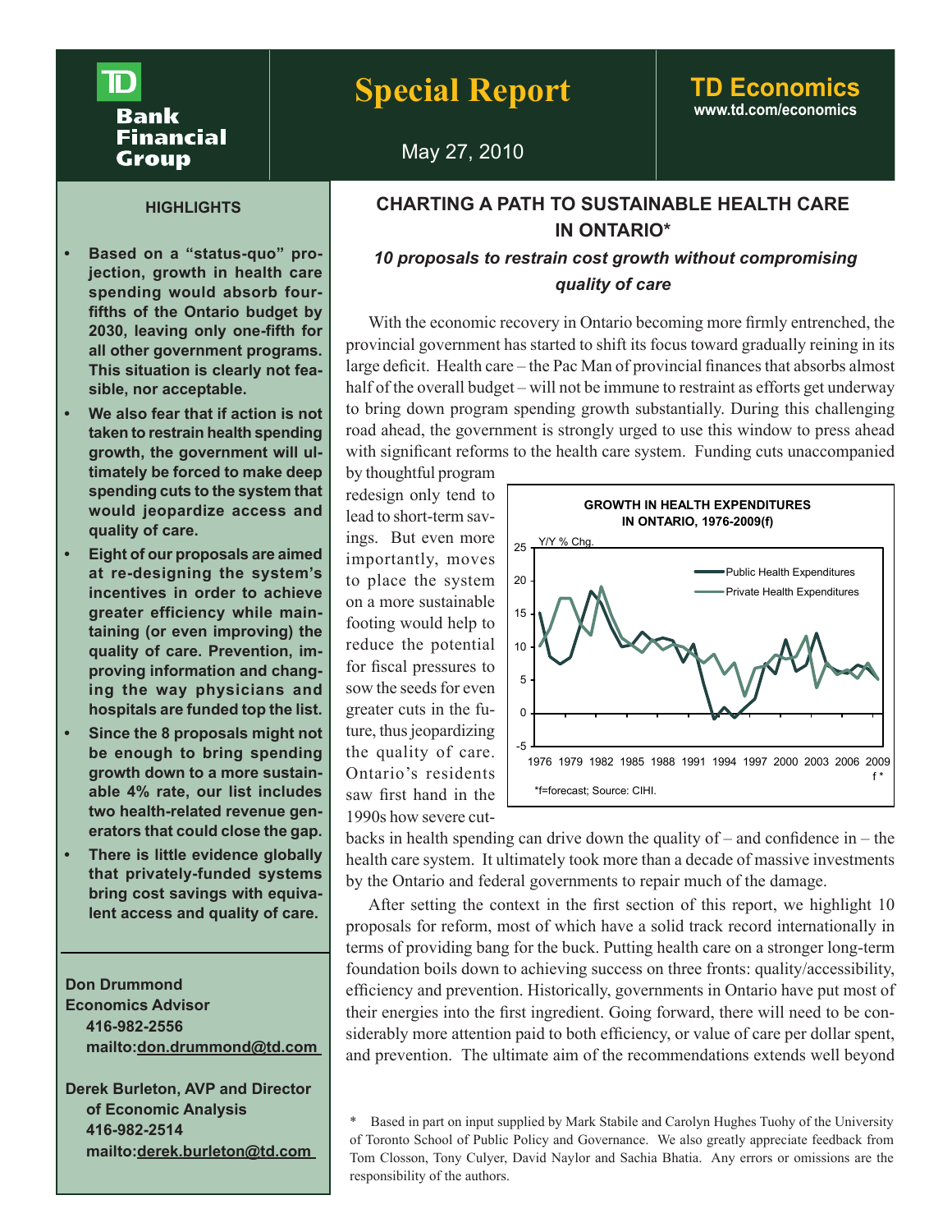**TD Bank Financial Group**

# Special Report

**TD Economics**
www.td.com/economics

May 27, 2010

## CHARTING A PATH TO SUSTAINABLE HEALTH CARE IN ONTARIO*

### *10 proposals to restrain cost growth without compromising quality of care*

**HIGHLIGHTS**

- **Based on a "status-quo" projection, growth in health care spending would absorb four-fifths of the Ontario budget by 2030, leaving only one-fifth for all other government programs. This situation is clearly not feasible, nor acceptable.**
- **We also fear that if action is not taken to restrain health spending growth, the government will ultimately be forced to make deep spending cuts to the system that would jeopardize access and quality of care.**
- **Eight of our proposals are aimed at re-designing the system's incentives in order to achieve greater efficiency while maintaining (or even improving) the quality of care. Prevention, improving information and changing the way physicians and hospitals are funded top the list.**
- **Since the 8 proposals might not be enough to bring spending growth down to a more sustainable 4% rate, our list includes two health-related revenue generators that could close the gap.**
- **There is little evidence globally that privately-funded systems bring cost savings with equivalent access and quality of care.**

**Don Drummond**
**Economics Advisor**
**416-982-2556**
**mailto:don.drummond@td.com**

**Derek Burleton, AVP and Director of Economic Analysis**
**416-982-2514**
**mailto:derek.burleton@td.com**

With the economic recovery in Ontario becoming more firmly entrenched, the provincial government has started to shift its focus toward gradually reining in its large deficit. Health care – the Pac Man of provincial finances that absorbs almost half of the overall budget – will not be immune to restraint as efforts get underway to bring down program spending growth substantially. During this challenging road ahead, the government is strongly urged to use this window to press ahead with significant reforms to the health care system. Funding cuts unaccompanied by thoughtful program redesign only tend to lead to short-term savings. But even more importantly, moves to place the system on a more sustainable footing would help to reduce the potential for fiscal pressures to sow the seeds for even greater cuts in the future, thus jeopardizing the quality of care. Ontario's residents saw first hand in the 1990s how severe cutbacks in health spending can drive down the quality of – and confidence in – the health care system. It ultimately took more than a decade of massive investments by the Ontario and federal governments to repair much of the damage.

**GROWTH IN HEALTH EXPENDITURES IN ONTARIO, 1976-2009(f)**

Y/Y % Chg. — Public Health Expenditures; Private Health Expenditures (1976–2009 f*)

*f=forecast; Source: CIHI.

After setting the context in the first section of this report, we highlight 10 proposals for reform, most of which have a solid track record internationally in terms of providing bang for the buck. Putting health care on a stronger long-term foundation boils down to achieving success on three fronts: quality/accessibility, efficiency and prevention. Historically, governments in Ontario have put most of their energies into the first ingredient. Going forward, there will need to be considerably more attention paid to both efficiency, or value of care per dollar spent, and prevention. The ultimate aim of the recommendations extends well beyond

\* Based in part on input supplied by Mark Stabile and Carolyn Hughes Tuohy of the University of Toronto School of Public Policy and Governance. We also greatly appreciate feedback from Tom Closson, Tony Culyer, David Naylor and Sachia Bhatia. Any errors or omissions are the responsibility of the authors.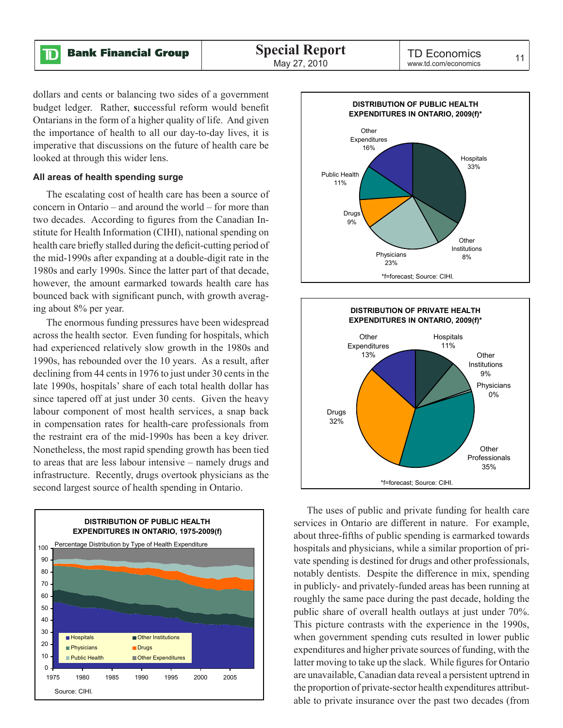dollars and cents or balancing two sides of a government budget ledger. Rather, successful reform would benefit Ontarians in the form of a higher quality of life. And given the importance of health to all our day-to-day lives, it is imperative that discussions on the future of health care be looked at through this wider lens.

#### All areas of health spending surge

The escalating cost of health care has been a source of concern in Ontario – and around the world – for more than two decades. According to figures from the Canadian Institute for Health Information (CIHI), national spending on health care briefly stalled during the deficit-cutting period of the mid-1990s after expanding at a double-digit rate in the 1980s and early 1990s. Since the latter part of that decade, however, the amount earmarked towards health care has bounced back with significant punch, with growth averaging about 8% per year.

The enormous funding pressures have been widespread across the health sector. Even funding for hospitals, which had experienced relatively slow growth in the 1980s and 1990s, has rebounded over the 10 years. As a result, after declining from 44 cents in 1976 to just under 30 cents in the late 1990s, hospitals' share of each total health dollar has since tapered off at just under 30 cents. Given the heavy labour component of most health services, a snap back in compensation rates for health-care professionals from the restraint era of the mid-1990s has been a key driver. Nonetheless, the most rapid spending growth has been tied to areas that are less labour intensive – namely drugs and infrastructure. Recently, drugs overtook physicians as the second largest source of health spending in Ontario.

**DISTRIBUTION OF PUBLIC HEALTH EXPENDITURES IN ONTARIO, 1975-2009(f)**

Percentage Distribution by Type of Health Expenditure

Hospitals, Other Institutions, Physicians, Drugs, Public Health, Other Expenditures

Source: CIHI.

**DISTRIBUTION OF PUBLIC HEALTH EXPENDITURES IN ONTARIO, 2009(f)***

| Category | Share |
|---|---|
| Hospitals | 33% |
| Other Institutions | 8% |
| Physicians | 23% |
| Drugs | 9% |
| Public Health | 11% |
| Other Expenditures | 16% |

*f=forecast; Source: CIHI.

**DISTRIBUTION OF PRIVATE HEALTH EXPENDITURES IN ONTARIO, 2009(f)***

| Category | Share |
|---|---|
| Hospitals | 11% |
| Other Institutions | 9% |
| Physicians | 0% |
| Other Professionals | 35% |
| Drugs | 32% |
| Other Expenditures | 13% |

*f=forecast; Source: CIHI.

The uses of public and private funding for health care services in Ontario are different in nature. For example, about three-fifths of public spending is earmarked towards hospitals and physicians, while a similar proportion of private spending is destined for drugs and other professionals, notably dentists. Despite the difference in mix, spending in publicly- and privately-funded areas has been running at roughly the same pace during the past decade, holding the public share of overall health outlays at just under 70%. This picture contrasts with the experience in the 1990s, when government spending cuts resulted in lower public expenditures and higher private sources of funding, with the latter moving to take up the slack. While figures for Ontario are unavailable, Canadian data reveal a persistent uptrend in the proportion of private-sector health expenditures attributable to private insurance over the past two decades (from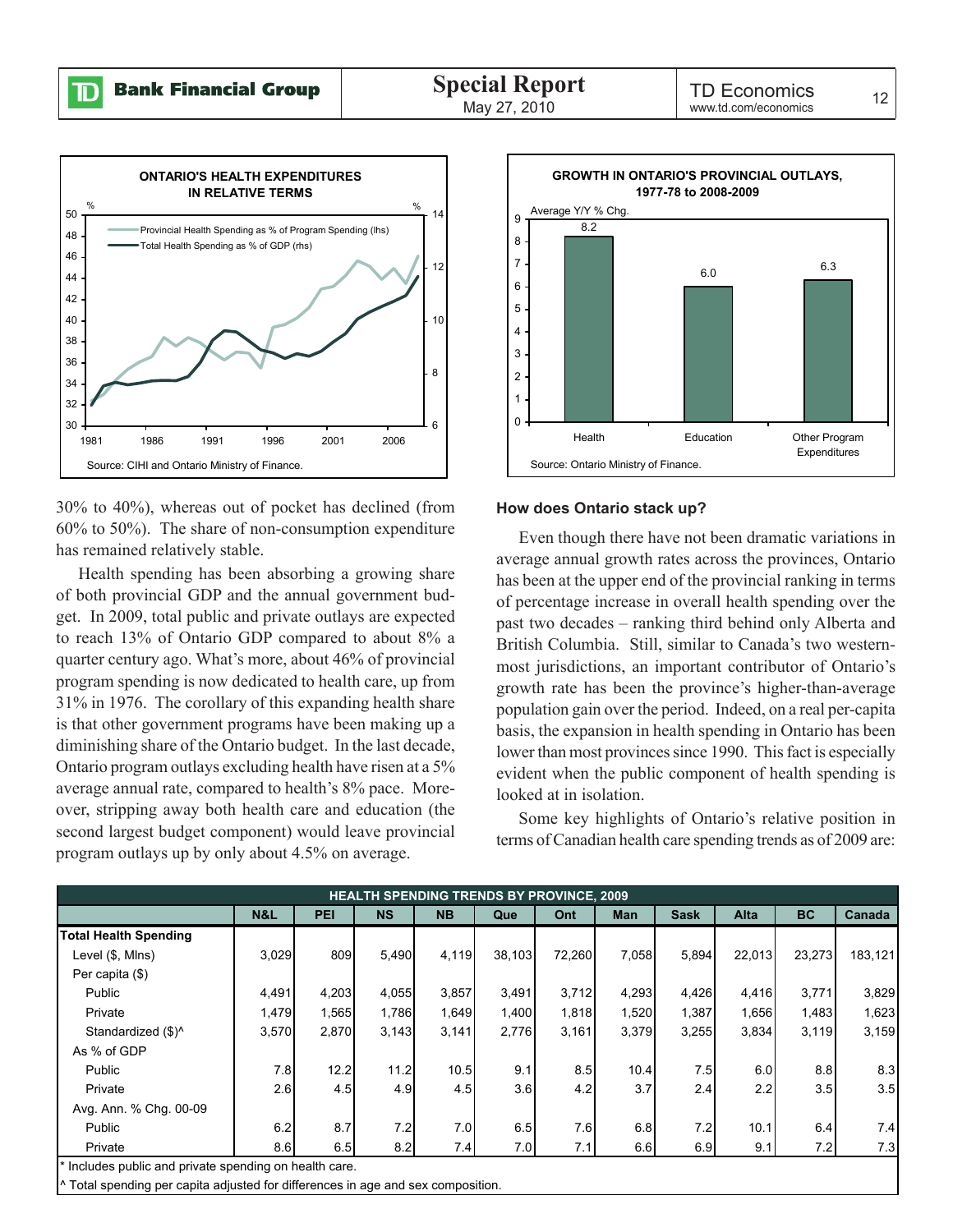**ONTARIO'S HEALTH EXPENDITURES IN RELATIVE TERMS**

Source: CIHI and Ontario Ministry of Finance.

**GROWTH IN ONTARIO'S PROVINCIAL OUTLAYS, 1977-78 to 2008-2009**

Average Y/Y % Chg.

| | Health | Education | Other Program Expenditures |
|---|---|---|---|
| Average Y/Y % Chg. | 8.2 | 6.0 | 6.3 |

Source: Ontario Ministry of Finance.

30% to 40%), whereas out of pocket has declined (from 60% to 50%). The share of non-consumption expenditure has remained relatively stable.

Health spending has been absorbing a growing share of both provincial GDP and the annual government budget. In 2009, total public and private outlays are expected to reach 13% of Ontario GDP compared to about 8% a quarter century ago. What's more, about 46% of provincial program spending is now dedicated to health care, up from 31% in 1976. The corollary of this expanding health share is that other government programs have been making up a diminishing share of the Ontario budget. In the last decade, Ontario program outlays excluding health have risen at a 5% average annual rate, compared to health's 8% pace. Moreover, stripping away both health care and education (the second largest budget component) would leave provincial program outlays up by only about 4.5% on average.

**How does Ontario stack up?**

Even though there have not been dramatic variations in average annual growth rates across the provinces, Ontario has been at the upper end of the provincial ranking in terms of percentage increase in overall health spending over the past two decades – ranking third behind only Alberta and British Columbia. Still, similar to Canada's two westernmost jurisdictions, an important contributor of Ontario's growth rate has been the province's higher-than-average population gain over the period. Indeed, on a real per-capita basis, the expansion in health spending in Ontario has been lower than most provinces since 1990. This fact is especially evident when the public component of health spending is looked at in isolation.

Some key highlights of Ontario's relative position in terms of Canadian health care spending trends as of 2009 are:

**HEALTH SPENDING TRENDS BY PROVINCE, 2009**

| | N&L | PEI | NS | NB | Que | Ont | Man | Sask | Alta | BC | Canada |
|---|---|---|---|---|---|---|---|---|---|---|---|
| **Total Health Spending** | | | | | | | | | | | |
| Level ($, Mlns) | 3,029 | 809 | 5,490 | 4,119 | 38,103 | 72,260 | 7,058 | 5,894 | 22,013 | 23,273 | 183,121 |
| Per capita ($) | | | | | | | | | | | |
| Public | 4,491 | 4,203 | 4,055 | 3,857 | 3,491 | 3,712 | 4,293 | 4,426 | 4,416 | 3,771 | 3,829 |
| Private | 1,479 | 1,565 | 1,786 | 1,649 | 1,400 | 1,818 | 1,520 | 1,387 | 1,656 | 1,483 | 1,623 |
| Standardized ($)^ | 3,570 | 2,870 | 3,143 | 3,141 | 2,776 | 3,161 | 3,379 | 3,255 | 3,834 | 3,119 | 3,159 |
| As % of GDP | | | | | | | | | | | |
| Public | 7.8 | 12.2 | 11.2 | 10.5 | 9.1 | 8.5 | 10.4 | 7.5 | 6.0 | 8.8 | 8.3 |
| Private | 2.6 | 4.5 | 4.9 | 4.5 | 3.6 | 4.2 | 3.7 | 2.4 | 2.2 | 3.5 | 3.5 |
| Avg. Ann. % Chg. 00-09 | | | | | | | | | | | |
| Public | 6.2 | 8.7 | 7.2 | 7.0 | 6.5 | 7.6 | 6.8 | 7.2 | 10.1 | 6.4 | 7.4 |
| Private | 8.6 | 6.5 | 8.2 | 7.4 | 7.0 | 7.1 | 6.6 | 6.9 | 9.1 | 7.2 | 7.3 |

\* Includes public and private spending on health care.

^ Total spending per capita adjusted for differences in age and sex composition.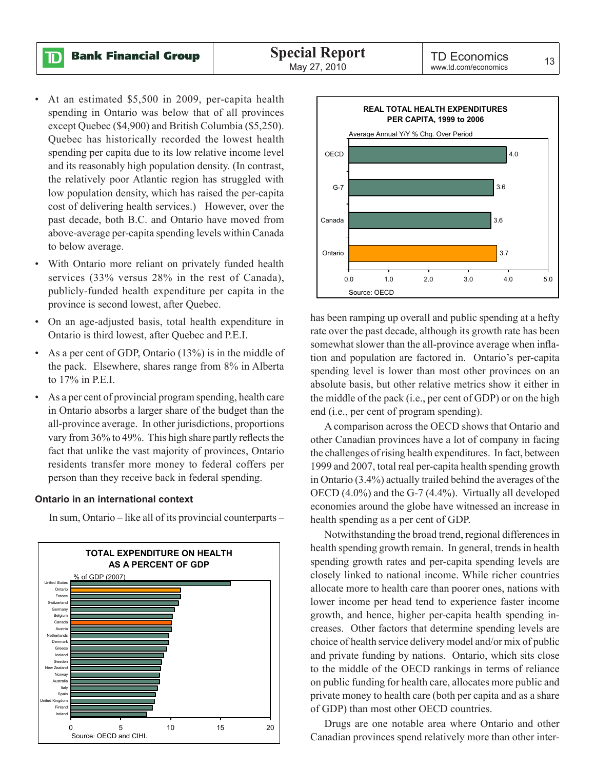- At an estimated $5,500 in 2009, per-capita health spending in Ontario was below that of all provinces except Quebec ($4,900) and British Columbia ($5,250). Quebec has historically recorded the lowest health spending per capita due to its low relative income level and its reasonably high population density. (In contrast, the relatively poor Atlantic region has struggled with low population density, which has raised the per-capita cost of delivering health services.) However, over the past decade, both B.C. and Ontario have moved from above-average per-capita spending levels within Canada to below average.
- With Ontario more reliant on privately funded health services (33% versus 28% in the rest of Canada), publicly-funded health expenditure per capita in the province is second lowest, after Quebec.
- On an age-adjusted basis, total health expenditure in Ontario is third lowest, after Quebec and P.E.I.
- As a per cent of GDP, Ontario (13%) is in the middle of the pack. Elsewhere, shares range from 8% in Alberta to 17% in P.E.I.
- As a per cent of provincial program spending, health care in Ontario absorbs a larger share of the budget than the all-province average. In other jurisdictions, proportions vary from 36% to 49%. This high share partly reflects the fact that unlike the vast majority of provinces, Ontario residents transfer more money to federal coffers per person than they receive back in federal spending.

### Ontario in an international context

In sum, Ontario – like all of its provincial counterparts – has been ramping up overall and public spending at a hefty rate over the past decade, although its growth rate has been somewhat slower than the all-province average when inflation and population are factored in. Ontario's per-capita spending level is lower than most other provinces on an absolute basis, but other relative metrics show it either in the middle of the pack (i.e., per cent of GDP) or on the high end (i.e., per cent of program spending).

A comparison across the OECD shows that Ontario and other Canadian provinces have a lot of company in facing the challenges of rising health expenditures. In fact, between 1999 and 2007, total real per-capita health spending growth in Ontario (3.4%) actually trailed behind the averages of the OECD (4.0%) and the G-7 (4.4%). Virtually all developed economies around the globe have witnessed an increase in health spending as a per cent of GDP.

Notwithstanding the broad trend, regional differences in health spending growth remain. In general, trends in health spending growth rates and per-capita spending levels are closely linked to national income. While richer countries allocate more to health care than poorer ones, nations with lower income per head tend to experience faster income growth, and hence, higher per-capita health spending increases. Other factors that determine spending levels are choice of health service delivery model and/or mix of public and private funding by nations. Ontario, which sits close to the middle of the OECD rankings in terms of reliance on public funding for health care, allocates more public and private money to health care (both per capita and as a share of GDP) than most other OECD countries.

Drugs are one notable area where Ontario and other Canadian provinces spend relatively more than other inter-

**TOTAL EXPENDITURE ON HEALTH AS A PERCENT OF GDP**

% of GDP (2007)

Countries shown: United States, Ontario, France, Switzerland, Germany, Belgium, Canada, Austria, Netherlands, Denmark, Greece, Iceland, Sweden, New Zealand, Norway, Australia, Italy, Spain, United Kingdom, Finland, Ireland

Source: OECD and CIHI.

**REAL TOTAL HEALTH EXPENDITURES PER CAPITA, 1999 to 2006**

Average Annual Y/Y % Chg. Over Period

| | % |
|---|---|
| OECD | 4.0 |
| G-7 | 3.6 |
| Canada | 3.6 |
| Ontario | 3.7 |

Source: OECD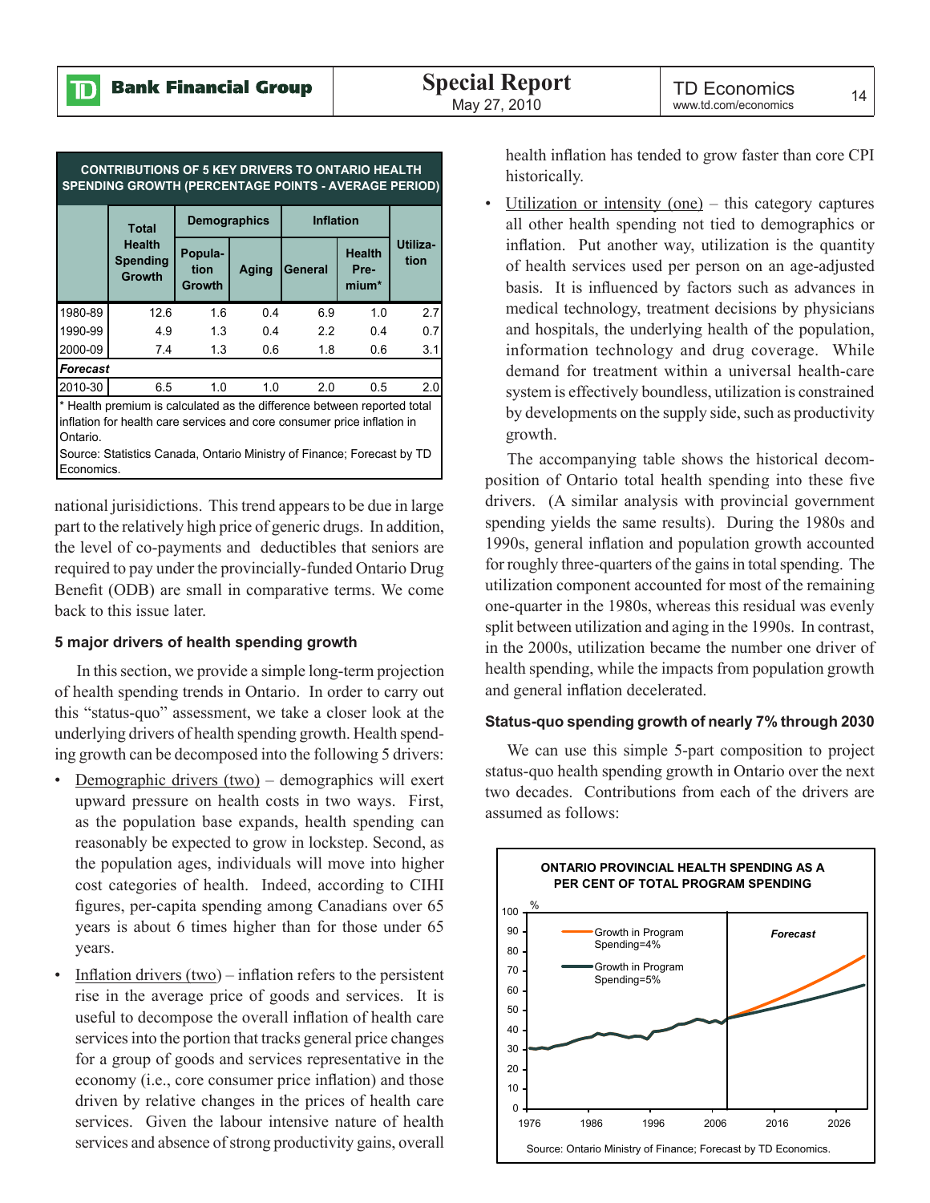**CONTRIBUTIONS OF 5 KEY DRIVERS TO ONTARIO HEALTH SPENDING GROWTH (PERCENTAGE POINTS - AVERAGE PERIOD)**

| | Total Health Spending Growth | Demographics | | Inflation | | Utilization |
|---|---|---|---|---|---|---|
| | | Population Growth | Aging | General | Health Premium* | |
| 1980-89 | 12.6 | 1.6 | 0.4 | 6.9 | 1.0 | 2.7 |
| 1990-99 | 4.9 | 1.3 | 0.4 | 2.2 | 0.4 | 0.7 |
| 2000-09 | 7.4 | 1.3 | 0.6 | 1.8 | 0.6 | 3.1 |
| ***Forecast*** | | | | | | |
| 2010-30 | 6.5 | 1.0 | 1.0 | 2.0 | 0.5 | 2.0 |

\* Health premium is calculated as the difference between reported total inflation for health care services and core consumer price inflation in Ontario.

Source: Statistics Canada, Ontario Ministry of Finance; Forecast by TD Economics.

national jurisdictions. This trend appears to be due in large part to the relatively high price of generic drugs. In addition, the level of co-payments and deductibles that seniors are required to pay under the provincially-funded Ontario Drug Benefit (ODB) are small in comparative terms. We come back to this issue later.

### 5 major drivers of health spending growth

In this section, we provide a simple long-term projection of health spending trends in Ontario. In order to carry out this "status-quo" assessment, we take a closer look at the underlying drivers of health spending growth. Health spending growth can be decomposed into the following 5 drivers:

- Demographic drivers (two) – demographics will exert upward pressure on health costs in two ways. First, as the population base expands, health spending can reasonably be expected to grow in lockstep. Second, as the population ages, individuals will move into higher cost categories of health. Indeed, according to CIHI figures, per-capita spending among Canadians over 65 years is about 6 times higher than for those under 65 years.
- Inflation drivers (two) – inflation refers to the persistent rise in the average price of goods and services. It is useful to decompose the overall inflation of health care services into the portion that tracks general price changes for a group of goods and services representative in the economy (i.e., core consumer price inflation) and those driven by relative changes in the prices of health care services. Given the labour intensive nature of health services and absence of strong productivity gains, overall health inflation has tended to grow faster than core CPI historically.
- Utilization or intensity (one) – this category captures all other health spending not tied to demographics or inflation. Put another way, utilization is the quantity of health services used per person on an age-adjusted basis. It is influenced by factors such as advances in medical technology, treatment decisions by physicians and hospitals, the underlying health of the population, information technology and drug coverage. While demand for treatment within a universal health-care system is effectively boundless, utilization is constrained by developments on the supply side, such as productivity growth.

The accompanying table shows the historical decomposition of Ontario total health spending into these five drivers. (A similar analysis with provincial government spending yields the same results). During the 1980s and 1990s, general inflation and population growth accounted for roughly three-quarters of the gains in total spending. The utilization component accounted for most of the remaining one-quarter in the 1980s, whereas this residual was evenly split between utilization and aging in the 1990s. In contrast, in the 2000s, utilization became the number one driver of health spending, while the impacts from population growth and general inflation decelerated.

### Status-quo spending growth of nearly 7% through 2030

We can use this simple 5-part composition to project status-quo health spending growth in Ontario over the next two decades. Contributions from each of the drivers are assumed as follows:

**ONTARIO PROVINCIAL HEALTH SPENDING AS A PER CENT OF TOTAL PROGRAM SPENDING**

Source: Ontario Ministry of Finance; Forecast by TD Economics.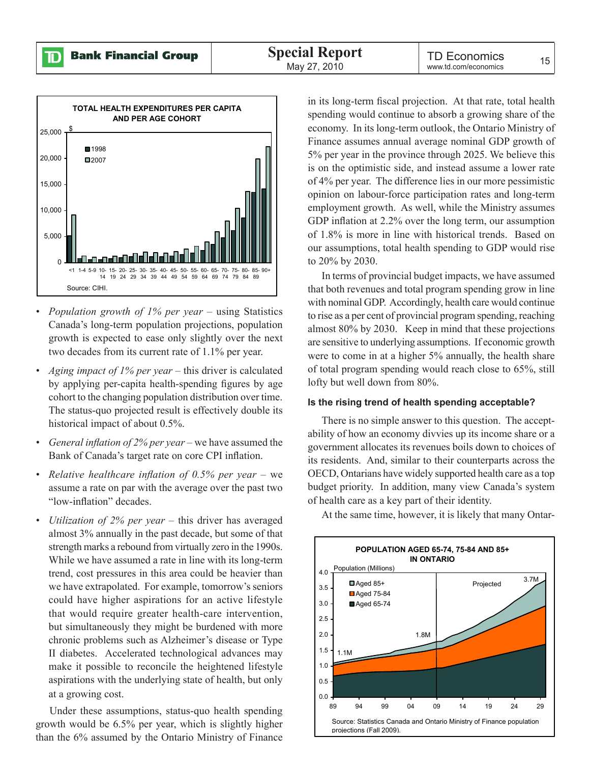**TOTAL HEALTH EXPENDITURES PER CAPITA AND PER AGE COHORT**

Source: CIHI.

- *Population growth of 1% per year* – using Statistics Canada's long-term population projections, population growth is expected to ease only slightly over the next two decades from its current rate of 1.1% per year.
- *Aging impact of 1% per year* – this driver is calculated by applying per-capita health-spending figures by age cohort to the changing population distribution over time. The status-quo projected result is effectively double its historical impact of about 0.5%.
- *General inflation of 2% per year* – we have assumed the Bank of Canada's target rate on core CPI inflation.
- *Relative healthcare inflation of 0.5% per year* – we assume a rate on par with the average over the past two "low-inflation" decades.
- *Utilization of 2% per year* – this driver has averaged almost 3% annually in the past decade, but some of that strength marks a rebound from virtually zero in the 1990s. While we have assumed a rate in line with its long-term trend, cost pressures in this area could be heavier than we have extrapolated. For example, tomorrow's seniors could have higher aspirations for an active lifestyle that would require greater health-care intervention, but simultaneously they might be burdened with more chronic problems such as Alzheimer's disease or Type II diabetes. Accelerated technological advances may make it possible to reconcile the heightened lifestyle aspirations with the underlying state of health, but only at a growing cost.

Under these assumptions, status-quo health spending growth would be 6.5% per year, which is slightly higher than the 6% assumed by the Ontario Ministry of Finance in its long-term fiscal projection. At that rate, total health spending would continue to absorb a growing share of the economy. In its long-term outlook, the Ontario Ministry of Finance assumes annual average nominal GDP growth of 5% per year in the province through 2025. We believe this is on the optimistic side, and instead assume a lower rate of 4% per year. The difference lies in our more pessimistic opinion on labour-force participation rates and long-term employment growth. As well, while the Ministry assumes GDP inflation at 2.2% over the long term, our assumption of 1.8% is more in line with historical trends. Based on our assumptions, total health spending to GDP would rise to 20% by 2030.

In terms of provincial budget impacts, we have assumed that both revenues and total program spending grow in line with nominal GDP. Accordingly, health care would continue to rise as a per cent of provincial program spending, reaching almost 80% by 2030. Keep in mind that these projections are sensitive to underlying assumptions. If economic growth were to come in at a higher 5% annually, the health share of total program spending would reach close to 65%, still lofty but well down from 80%.

#### Is the rising trend of health spending acceptable?

There is no simple answer to this question. The acceptability of how an economy divvies up its income share or a government allocates its revenues boils down to choices of its residents. And, similar to their counterparts across the OECD, Ontarians have widely supported health care as a top budget priority. In addition, many view Canada's system of health care as a key part of their identity.

At the same time, however, it is likely that many Ontar-

**POPULATION AGED 65-74, 75-84 AND 85+ IN ONTARIO**

Source: Statistics Canada and Ontario Ministry of Finance population projections (Fall 2009).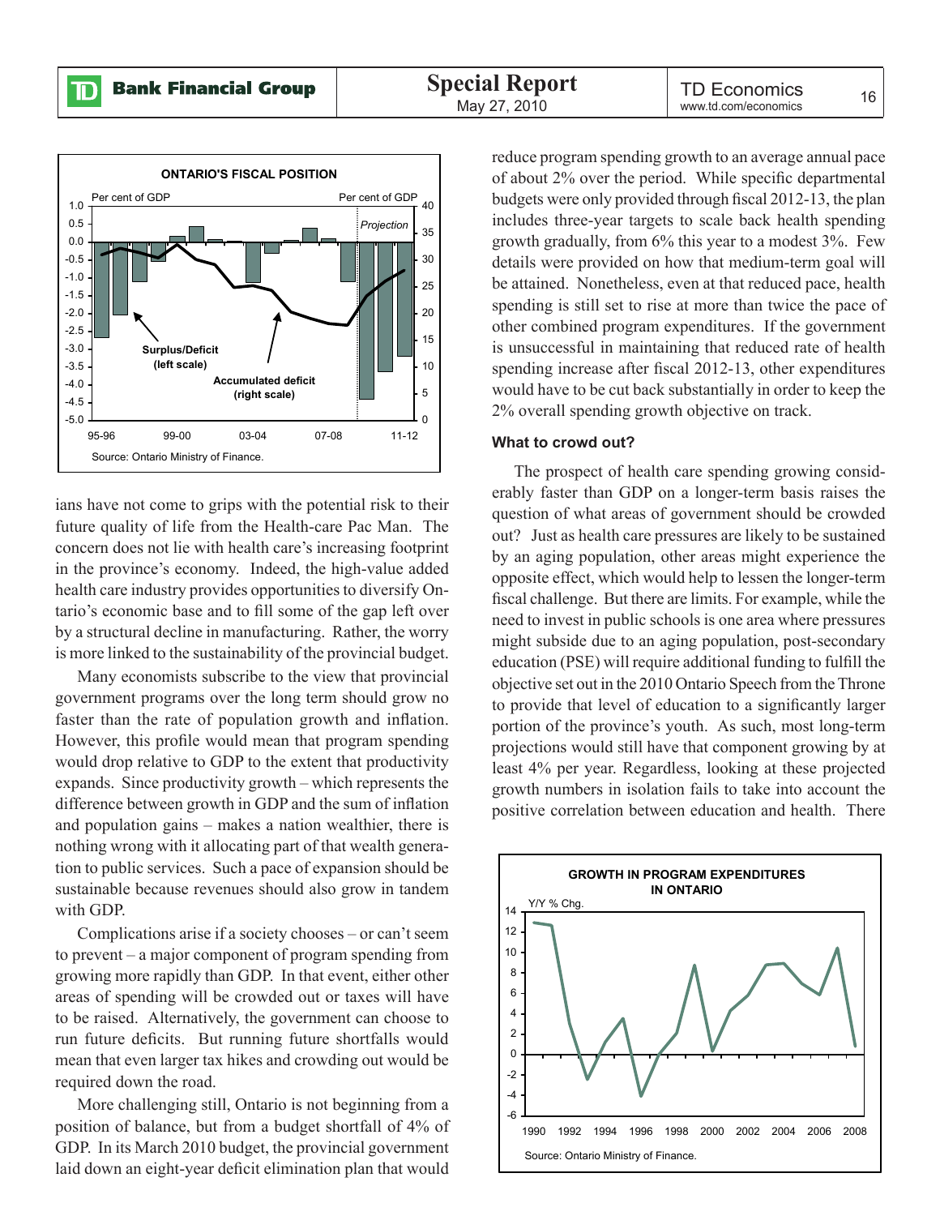**ONTARIO'S FISCAL POSITION**

Source: Ontario Ministry of Finance.

ians have not come to grips with the potential risk to their future quality of life from the Health-care Pac Man. The concern does not lie with health care's increasing footprint in the province's economy. Indeed, the high-value added health care industry provides opportunities to diversify Ontario's economic base and to fill some of the gap left over by a structural decline in manufacturing. Rather, the worry is more linked to the sustainability of the provincial budget.

Many economists subscribe to the view that provincial government programs over the long term should grow no faster than the rate of population growth and inflation. However, this profile would mean that program spending would drop relative to GDP to the extent that productivity expands. Since productivity growth – which represents the difference between growth in GDP and the sum of inflation and population gains – makes a nation wealthier, there is nothing wrong with it allocating part of that wealth generation to public services. Such a pace of expansion should be sustainable because revenues should also grow in tandem with GDP.

Complications arise if a society chooses – or can't seem to prevent – a major component of program spending from growing more rapidly than GDP. In that event, either other areas of spending will be crowded out or taxes will have to be raised. Alternatively, the government can choose to run future deficits. But running future shortfalls would mean that even larger tax hikes and crowding out would be required down the road.

More challenging still, Ontario is not beginning from a position of balance, but from a budget shortfall of 4% of GDP. In its March 2010 budget, the provincial government laid down an eight-year deficit elimination plan that would reduce program spending growth to an average annual pace of about 2% over the period. While specific departmental budgets were only provided through fiscal 2012-13, the plan includes three-year targets to scale back health spending growth gradually, from 6% this year to a modest 3%. Few details were provided on how that medium-term goal will be attained. Nonetheless, even at that reduced pace, health spending is still set to rise at more than twice the pace of other combined program expenditures. If the government is unsuccessful in maintaining that reduced rate of health spending increase after fiscal 2012-13, other expenditures would have to be cut back substantially in order to keep the 2% overall spending growth objective on track.

### What to crowd out?

The prospect of health care spending growing considerably faster than GDP on a longer-term basis raises the question of what areas of government should be crowded out? Just as health care pressures are likely to be sustained by an aging population, other areas might experience the opposite effect, which would help to lessen the longer-term fiscal challenge. But there are limits. For example, while the need to invest in public schools is one area where pressures might subside due to an aging population, post-secondary education (PSE) will require additional funding to fulfill the objective set out in the 2010 Ontario Speech from the Throne to provide that level of education to a significantly larger portion of the province's youth. As such, most long-term projections would still have that component growing by at least 4% per year. Regardless, looking at these projected growth numbers in isolation fails to take into account the positive correlation between education and health. There

**GROWTH IN PROGRAM EXPENDITURES IN ONTARIO**

Source: Ontario Ministry of Finance.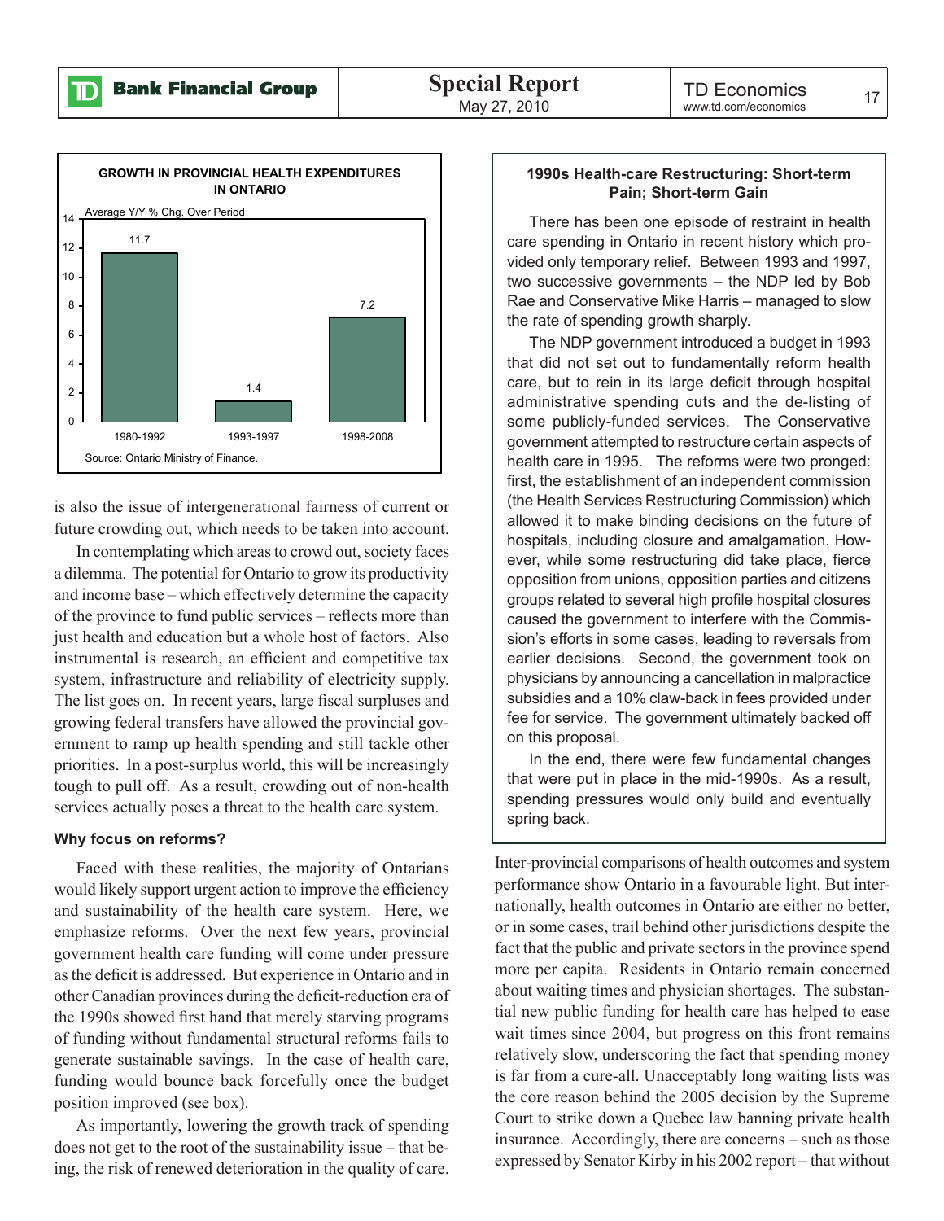**GROWTH IN PROVINCIAL HEALTH EXPENDITURES IN ONTARIO**

Average Y/Y % Chg. Over Period

| Period | Average Y/Y % Chg. |
| --- | --- |
| 1980-1992 | 11.7 |
| 1993-1997 | 1.4 |
| 1998-2008 | 7.2 |

Source: Ontario Ministry of Finance.

is also the issue of intergenerational fairness of current or future crowding out, which needs to be taken into account.

In contemplating which areas to crowd out, society faces a dilemma. The potential for Ontario to grow its productivity and income base – which effectively determine the capacity of the province to fund public services – reflects more than just health and education but a whole host of factors. Also instrumental is research, an efficient and competitive tax system, infrastructure and reliability of electricity supply. The list goes on. In recent years, large fiscal surpluses and growing federal transfers have allowed the provincial government to ramp up health spending and still tackle other priorities. In a post-surplus world, this will be increasingly tough to pull off. As a result, crowding out of non-health services actually poses a threat to the health care system.

### Why focus on reforms?

Faced with these realities, the majority of Ontarians would likely support urgent action to improve the efficiency and sustainability of the health care system. Here, we emphasize reforms. Over the next few years, provincial government health care funding will come under pressure as the deficit is addressed. But experience in Ontario and in other Canadian provinces during the deficit-reduction era of the 1990s showed first hand that merely starving programs of funding without fundamental structural reforms fails to generate sustainable savings. In the case of health care, funding would bounce back forcefully once the budget position improved (see box).

As importantly, lowering the growth track of spending does not get to the root of the sustainability issue – that being, the risk of renewed deterioration in the quality of care. Inter-provincial comparisons of health outcomes and system performance show Ontario in a favourable light. But internationally, health outcomes in Ontario are either no better, or in some cases, trail behind other jurisdictions despite the fact that the public and private sectors in the province spend more per capita. Residents in Ontario remain concerned about waiting times and physician shortages. The substantial new public funding for health care has helped to ease wait times since 2004, but progress on this front remains relatively slow, underscoring the fact that spending money is far from a cure-all. Unacceptably long waiting lists was the core reason behind the 2005 decision by the Supreme Court to strike down a Quebec law banning private health insurance. Accordingly, there are concerns – such as those expressed by Senator Kirby in his 2002 report – that without

---

**1990s Health-care Restructuring: Short-term Pain; Short-term Gain**

There has been one episode of restraint in health care spending in Ontario in recent history which provided only temporary relief. Between 1993 and 1997, two successive governments – the NDP led by Bob Rae and Conservative Mike Harris – managed to slow the rate of spending growth sharply.

The NDP government introduced a budget in 1993 that did not set out to fundamentally reform health care, but to rein in its large deficit through hospital administrative spending cuts and the de-listing of some publicly-funded services. The Conservative government attempted to restructure certain aspects of health care in 1995. The reforms were two pronged: first, the establishment of an independent commission (the Health Services Restructuring Commission) which allowed it to make binding decisions on the future of hospitals, including closure and amalgamation. However, while some restructuring did take place, fierce opposition from unions, opposition parties and citizens groups related to several high profile hospital closures caused the government to interfere with the Commission's efforts in some cases, leading to reversals from earlier decisions. Second, the government took on physicians by announcing a cancellation in malpractice subsidies and a 10% claw-back in fees provided under fee for service. The government ultimately backed off on this proposal.

In the end, there were few fundamental changes that were put in place in the mid-1990s. As a result, spending pressures would only build and eventually spring back.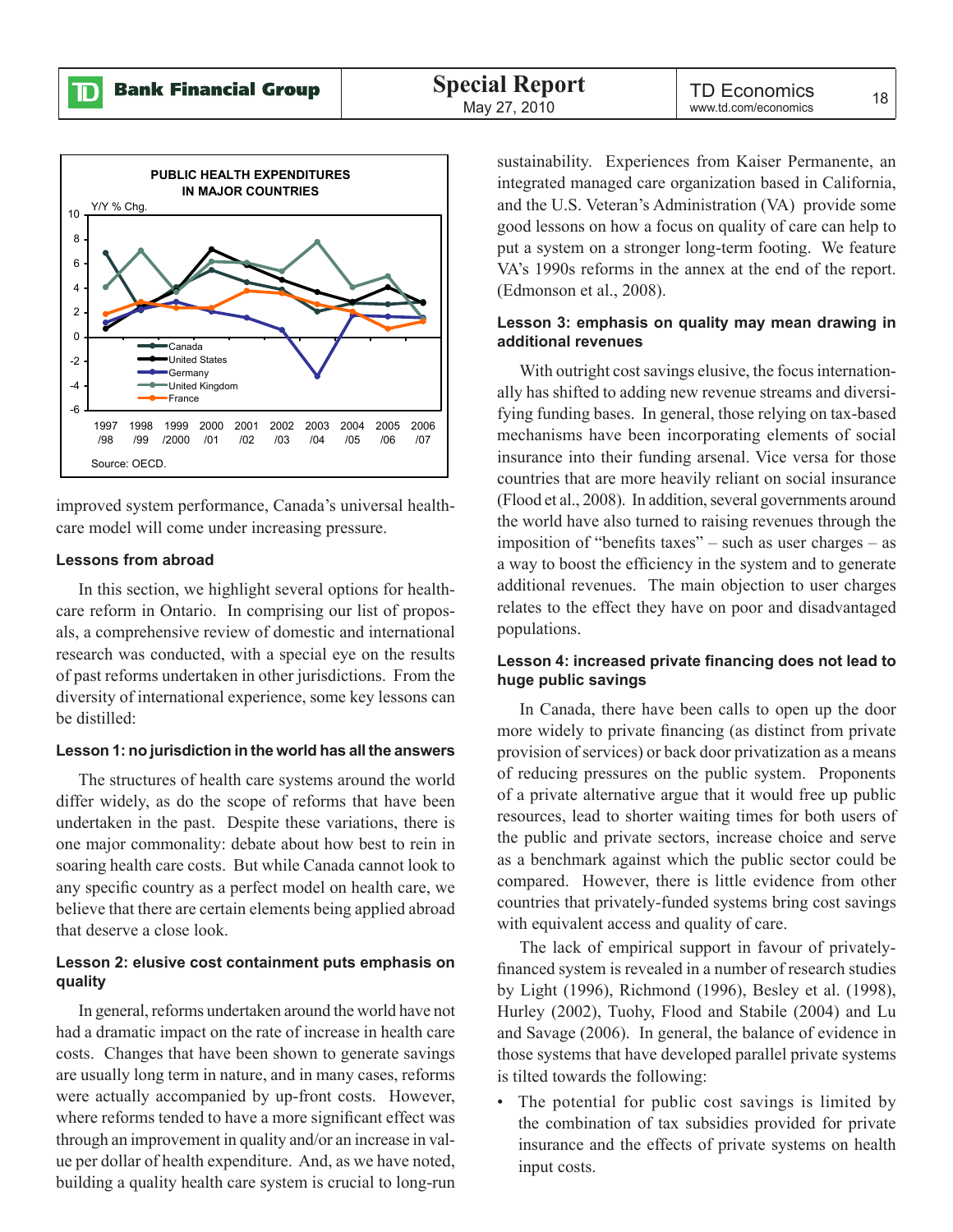**PUBLIC HEALTH EXPENDITURES IN MAJOR COUNTRIES**

Y/Y % Chg.

Source: OECD.

improved system performance, Canada's universal health-care model will come under increasing pressure.

#### Lessons from abroad

In this section, we highlight several options for health-care reform in Ontario. In comprising our list of proposals, a comprehensive review of domestic and international research was conducted, with a special eye on the results of past reforms undertaken in other jurisdictions. From the diversity of international experience, some key lessons can be distilled:

#### Lesson 1: no jurisdiction in the world has all the answers

The structures of health care systems around the world differ widely, as do the scope of reforms that have been undertaken in the past. Despite these variations, there is one major commonality: debate about how best to rein in soaring health care costs. But while Canada cannot look to any specific country as a perfect model on health care, we believe that there are certain elements being applied abroad that deserve a close look.

#### Lesson 2: elusive cost containment puts emphasis on quality

In general, reforms undertaken around the world have not had a dramatic impact on the rate of increase in health care costs. Changes that have been shown to generate savings are usually long term in nature, and in many cases, reforms were actually accompanied by up-front costs. However, where reforms tended to have a more significant effect was through an improvement in quality and/or an increase in value per dollar of health expenditure. And, as we have noted, building a quality health care system is crucial to long-run sustainability. Experiences from Kaiser Permanente, an integrated managed care organization based in California, and the U.S. Veteran's Administration (VA) provide some good lessons on how a focus on quality of care can help to put a system on a stronger long-term footing. We feature VA's 1990s reforms in the annex at the end of the report. (Edmonson et al., 2008).

#### Lesson 3: emphasis on quality may mean drawing in additional revenues

With outright cost savings elusive, the focus internationally has shifted to adding new revenue streams and diversifying funding bases. In general, those relying on tax-based mechanisms have been incorporating elements of social insurance into their funding arsenal. Vice versa for those countries that are more heavily reliant on social insurance (Flood et al., 2008). In addition, several governments around the world have also turned to raising revenues through the imposition of "benefits taxes" – such as user charges – as a way to boost the efficiency in the system and to generate additional revenues. The main objection to user charges relates to the effect they have on poor and disadvantaged populations.

#### Lesson 4: increased private financing does not lead to huge public savings

In Canada, there have been calls to open up the door more widely to private financing (as distinct from private provision of services) or back door privatization as a means of reducing pressures on the public system. Proponents of a private alternative argue that it would free up public resources, lead to shorter waiting times for both users of the public and private sectors, increase choice and serve as a benchmark against which the public sector could be compared. However, there is little evidence from other countries that privately-funded systems bring cost savings with equivalent access and quality of care.

The lack of empirical support in favour of privately-financed system is revealed in a number of research studies by Light (1996), Richmond (1996), Besley et al. (1998), Hurley (2002), Tuohy, Flood and Stabile (2004) and Lu and Savage (2006). In general, the balance of evidence in those systems that have developed parallel private systems is tilted towards the following:

- The potential for public cost savings is limited by the combination of tax subsidies provided for private insurance and the effects of private systems on health input costs.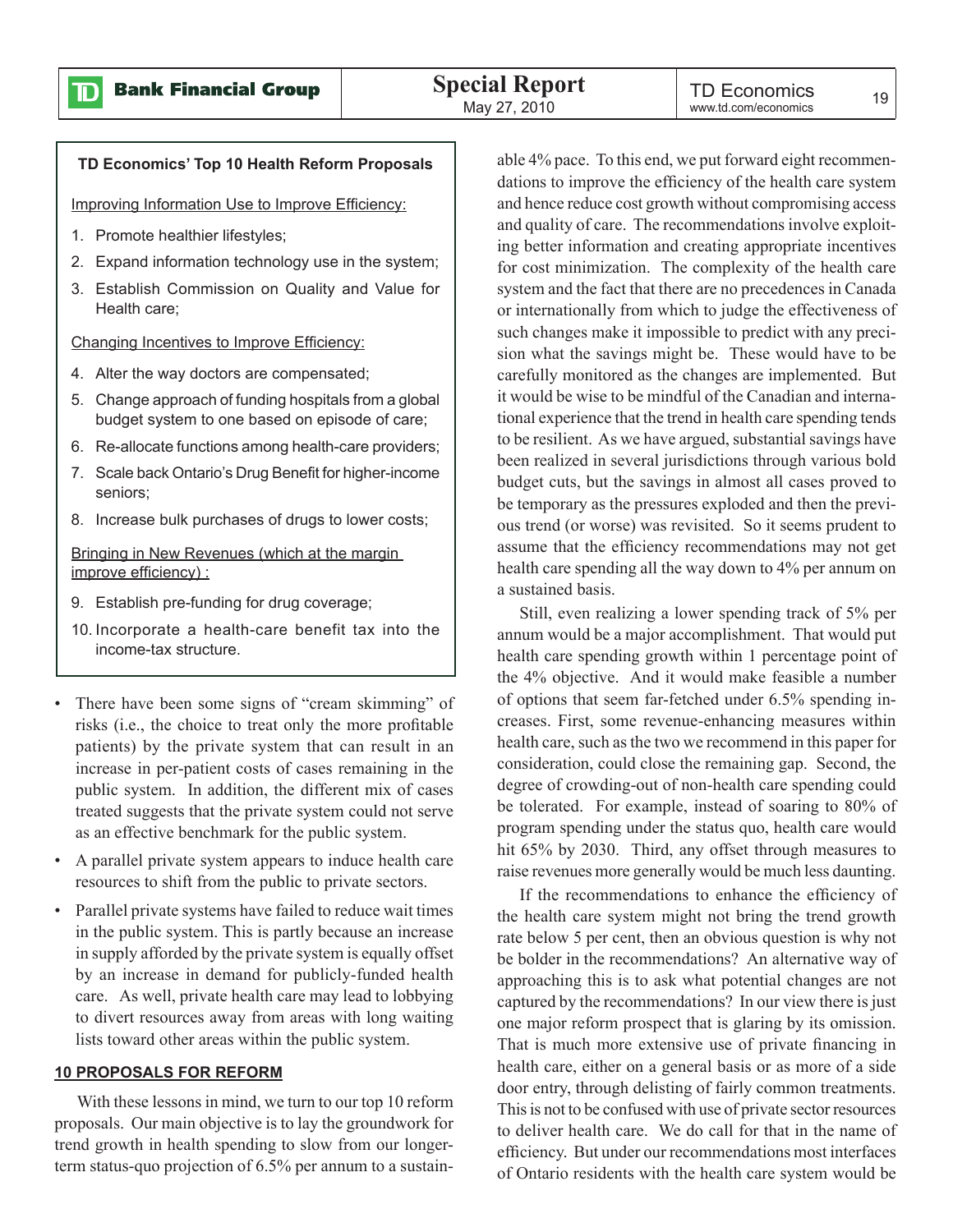### TD Economics' Top 10 Health Reform Proposals

Improving Information Use to Improve Efficiency:

1. Promote healthier lifestyles;
2. Expand information technology use in the system;
3. Establish Commission on Quality and Value for Health care;

Changing Incentives to Improve Efficiency:

4. Alter the way doctors are compensated;
5. Change approach of funding hospitals from a global budget system to one based on episode of care;
6. Re-allocate functions among health-care providers;
7. Scale back Ontario's Drug Benefit for higher-income seniors;
8. Increase bulk purchases of drugs to lower costs;

Bringing in New Revenues (which at the margin improve efficiency) :

9. Establish pre-funding for drug coverage;
10. Incorporate a health-care benefit tax into the income-tax structure.

- There have been some signs of "cream skimming" of risks (i.e., the choice to treat only the more profitable patients) by the private system that can result in an increase in per-patient costs of cases remaining in the public system. In addition, the different mix of cases treated suggests that the private system could not serve as an effective benchmark for the public system.
- A parallel private system appears to induce health care resources to shift from the public to private sectors.
- Parallel private systems have failed to reduce wait times in the public system. This is partly because an increase in supply afforded by the private system is equally offset by an increase in demand for publicly-funded health care. As well, private health care may lead to lobbying to divert resources away from areas with long waiting lists toward other areas within the public system.

## 10 PROPOSALS FOR REFORM

With these lessons in mind, we turn to our top 10 reform proposals. Our main objective is to lay the groundwork for trend growth in health spending to slow from our longer-term status-quo projection of 6.5% per annum to a sustainable 4% pace. To this end, we put forward eight recommendations to improve the efficiency of the health care system and hence reduce cost growth without compromising access and quality of care. The recommendations involve exploiting better information and creating appropriate incentives for cost minimization. The complexity of the health care system and the fact that there are no precedences in Canada or internationally from which to judge the effectiveness of such changes make it impossible to predict with any precision what the savings might be. These would have to be carefully monitored as the changes are implemented. But it would be wise to be mindful of the Canadian and international experience that the trend in health care spending tends to be resilient. As we have argued, substantial savings have been realized in several jurisdictions through various bold budget cuts, but the savings in almost all cases proved to be temporary as the pressures exploded and then the previous trend (or worse) was revisited. So it seems prudent to assume that the efficiency recommendations may not get health care spending all the way down to 4% per annum on a sustained basis.

Still, even realizing a lower spending track of 5% per annum would be a major accomplishment. That would put health care spending growth within 1 percentage point of the 4% objective. And it would make feasible a number of options that seem far-fetched under 6.5% spending increases. First, some revenue-enhancing measures within health care, such as the two we recommend in this paper for consideration, could close the remaining gap. Second, the degree of crowding-out of non-health care spending could be tolerated. For example, instead of soaring to 80% of program spending under the status quo, health care would hit 65% by 2030. Third, any offset through measures to raise revenues more generally would be much less daunting.

If the recommendations to enhance the efficiency of the health care system might not bring the trend growth rate below 5 per cent, then an obvious question is why not be bolder in the recommendations? An alternative way of approaching this is to ask what potential changes are not captured by the recommendations? In our view there is just one major reform prospect that is glaring by its omission. That is much more extensive use of private financing in health care, either on a general basis or as more of a side door entry, through delisting of fairly common treatments. This is not to be confused with use of private sector resources to deliver health care. We do call for that in the name of efficiency. But under our recommendations most interfaces of Ontario residents with the health care system would be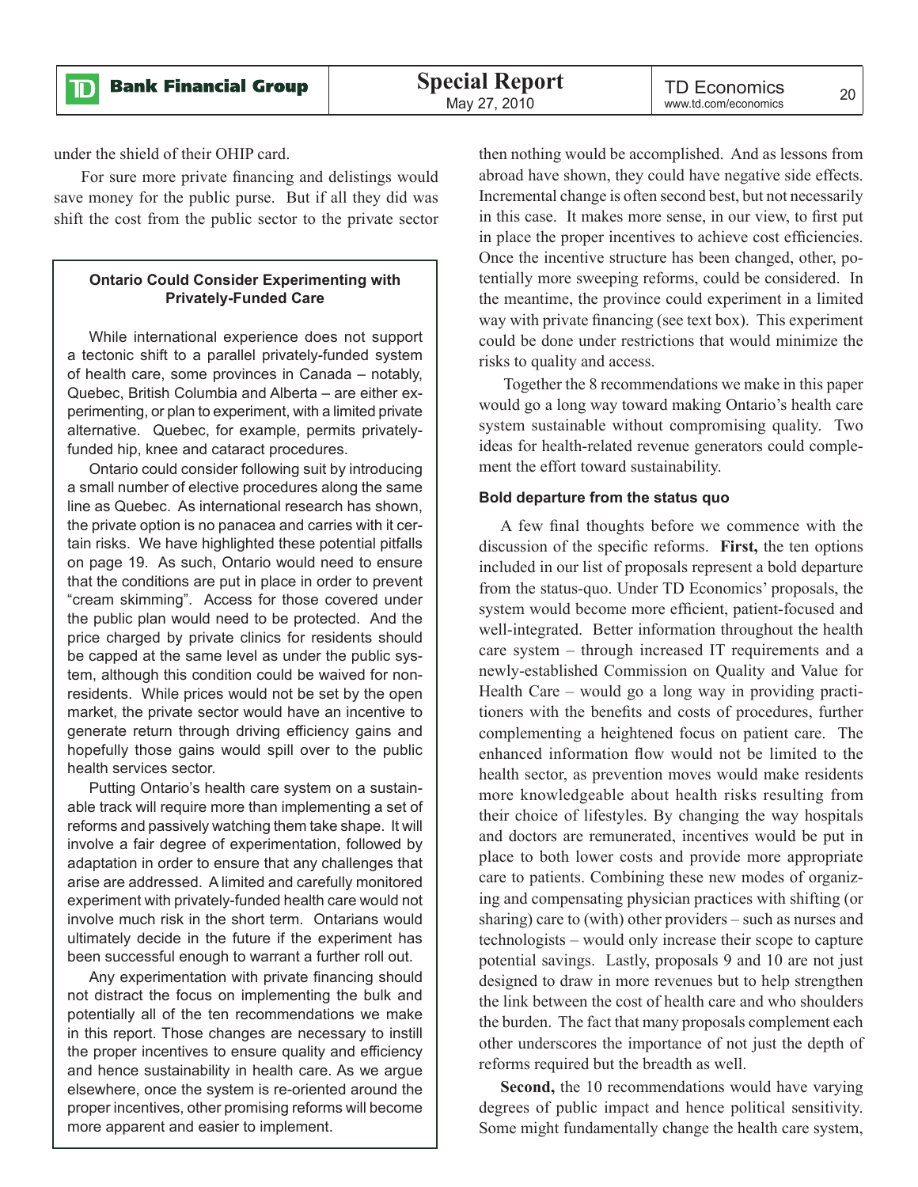under the shield of their OHIP card.

For sure more private financing and delistings would save money for the public purse. But if all they did was shift the cost from the public sector to the private sector then nothing would be accomplished. And as lessons from abroad have shown, they could have negative side effects. Incremental change is often second best, but not necessarily in this case. It makes more sense, in our view, to first put in place the proper incentives to achieve cost efficiencies. Once the incentive structure has been changed, other, potentially more sweeping reforms, could be considered. In the meantime, the province could experiment in a limited way with private financing (see text box). This experiment could be done under restrictions that would minimize the risks to quality and access.

Together the 8 recommendations we make in this paper would go a long way toward making Ontario's health care system sustainable without compromising quality. Two ideas for health-related revenue generators could complement the effort toward sustainability.

**Ontario Could Consider Experimenting with Privately-Funded Care**

While international experience does not support a tectonic shift to a parallel privately-funded system of health care, some provinces in Canada – notably, Quebec, British Columbia and Alberta – are either experimenting, or plan to experiment, with a limited private alternative. Quebec, for example, permits privately-funded hip, knee and cataract procedures.

Ontario could consider following suit by introducing a small number of elective procedures along the same line as Quebec. As international research has shown, the private option is no panacea and carries with it certain risks. We have highlighted these potential pitfalls on page 19. As such, Ontario would need to ensure that the conditions are put in place in order to prevent "cream skimming". Access for those covered under the public plan would need to be protected. And the price charged by private clinics for residents should be capped at the same level as under the public system, although this condition could be waived for non-residents. While prices would not be set by the open market, the private sector would have an incentive to generate return through driving efficiency gains and hopefully those gains would spill over to the public health services sector.

Putting Ontario's health care system on a sustainable track will require more than implementing a set of reforms and passively watching them take shape. It will involve a fair degree of experimentation, followed by adaptation in order to ensure that any challenges that arise are addressed. A limited and carefully monitored experiment with privately-funded health care would not involve much risk in the short term. Ontarians would ultimately decide in the future if the experiment has been successful enough to warrant a further roll out.

Any experimentation with private financing should not distract the focus on implementing the bulk and potentially all of the ten recommendations we make in this report. Those changes are necessary to instill the proper incentives to ensure quality and efficiency and hence sustainability in health care. As we argue elsewhere, once the system is re-oriented around the proper incentives, other promising reforms will become more apparent and easier to implement.

### Bold departure from the status quo

A few final thoughts before we commence with the discussion of the specific reforms. **First,** the ten options included in our list of proposals represent a bold departure from the status-quo. Under TD Economics' proposals, the system would become more efficient, patient-focused and well-integrated. Better information throughout the health care system – through increased IT requirements and a newly-established Commission on Quality and Value for Health Care – would go a long way in providing practitioners with the benefits and costs of procedures, further complementing a heightened focus on patient care. The enhanced information flow would not be limited to the health sector, as prevention moves would make residents more knowledgeable about health risks resulting from their choice of lifestyles. By changing the way hospitals and doctors are remunerated, incentives would be put in place to both lower costs and provide more appropriate care to patients. Combining these new modes of organizing and compensating physician practices with shifting (or sharing) care to (with) other providers – such as nurses and technologists – would only increase their scope to capture potential savings. Lastly, proposals 9 and 10 are not just designed to draw in more revenues but to help strengthen the link between the cost of health care and who shoulders the burden. The fact that many proposals complement each other underscores the importance of not just the depth of reforms required but the breadth as well.

**Second,** the 10 recommendations would have varying degrees of public impact and hence political sensitivity. Some might fundamentally change the health care system,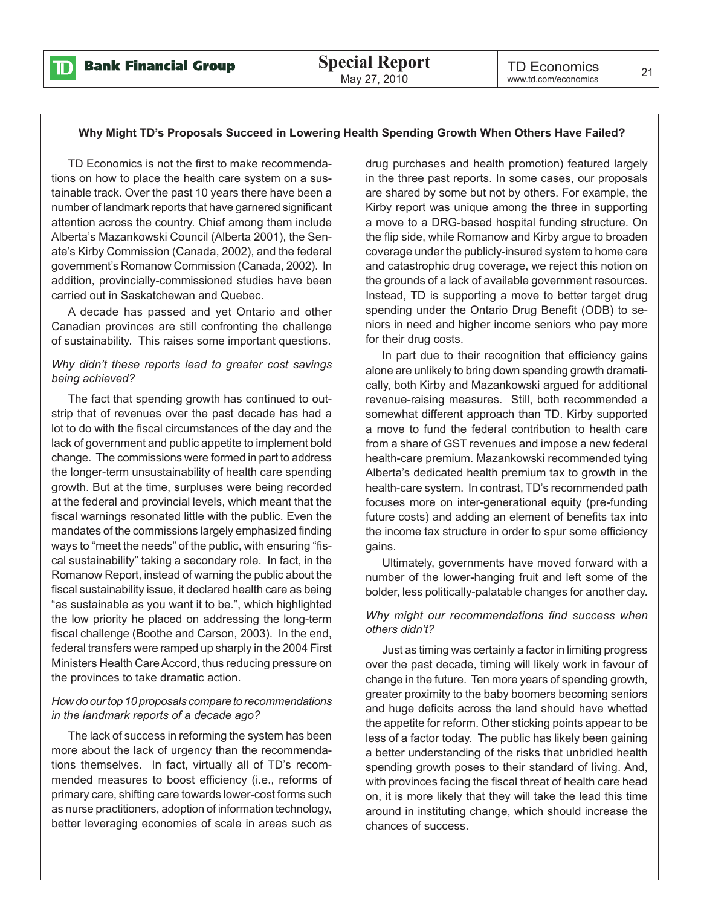### Why Might TD's Proposals Succeed in Lowering Health Spending Growth When Others Have Failed?

TD Economics is not the first to make recommendations on how to place the health care system on a sustainable track. Over the past 10 years there have been a number of landmark reports that have garnered significant attention across the country. Chief among them include Alberta's Mazankowski Council (Alberta 2001), the Senate's Kirby Commission (Canada, 2002), and the federal government's Romanow Commission (Canada, 2002). In addition, provincially-commissioned studies have been carried out in Saskatchewan and Quebec.

A decade has passed and yet Ontario and other Canadian provinces are still confronting the challenge of sustainability. This raises some important questions.

*Why didn't these reports lead to greater cost savings being achieved?*

The fact that spending growth has continued to outstrip that of revenues over the past decade has had a lot to do with the fiscal circumstances of the day and the lack of government and public appetite to implement bold change. The commissions were formed in part to address the longer-term unsustainability of health care spending growth. But at the time, surpluses were being recorded at the federal and provincial levels, which meant that the fiscal warnings resonated little with the public. Even the mandates of the commissions largely emphasized finding ways to "meet the needs" of the public, with ensuring "fiscal sustainability" taking a secondary role. In fact, in the Romanow Report, instead of warning the public about the fiscal sustainability issue, it declared health care as being "as sustainable as you want it to be.", which highlighted the low priority he placed on addressing the long-term fiscal challenge (Boothe and Carson, 2003). In the end, federal transfers were ramped up sharply in the 2004 First Ministers Health Care Accord, thus reducing pressure on the provinces to take dramatic action.

*How do our top 10 proposals compare to recommendations in the landmark reports of a decade ago?*

The lack of success in reforming the system has been more about the lack of urgency than the recommendations themselves. In fact, virtually all of TD's recommended measures to boost efficiency (i.e., reforms of primary care, shifting care towards lower-cost forms such as nurse practitioners, adoption of information technology, better leveraging economies of scale in areas such as drug purchases and health promotion) featured largely in the three past reports. In some cases, our proposals are shared by some but not by others. For example, the Kirby report was unique among the three in supporting a move to a DRG-based hospital funding structure. On the flip side, while Romanow and Kirby argue to broaden coverage under the publicly-insured system to home care and catastrophic drug coverage, we reject this notion on the grounds of a lack of available government resources. Instead, TD is supporting a move to better target drug spending under the Ontario Drug Benefit (ODB) to seniors in need and higher income seniors who pay more for their drug costs.

In part due to their recognition that efficiency gains alone are unlikely to bring down spending growth dramatically, both Kirby and Mazankowski argued for additional revenue-raising measures. Still, both recommended a somewhat different approach than TD. Kirby supported a move to fund the federal contribution to health care from a share of GST revenues and impose a new federal health-care premium. Mazankowski recommended tying Alberta's dedicated health premium tax to growth in the health-care system. In contrast, TD's recommended path focuses more on inter-generational equity (pre-funding future costs) and adding an element of benefits tax into the income tax structure in order to spur some efficiency gains.

Ultimately, governments have moved forward with a number of the lower-hanging fruit and left some of the bolder, less politically-palatable changes for another day.

*Why might our recommendations find success when others didn't?*

Just as timing was certainly a factor in limiting progress over the past decade, timing will likely work in favour of change in the future. Ten more years of spending growth, greater proximity to the baby boomers becoming seniors and huge deficits across the land should have whetted the appetite for reform. Other sticking points appear to be less of a factor today. The public has likely been gaining a better understanding of the risks that unbridled health spending growth poses to their standard of living. And, with provinces facing the fiscal threat of health care head on, it is more likely that they will take the lead this time around in instituting change, which should increase the chances of success.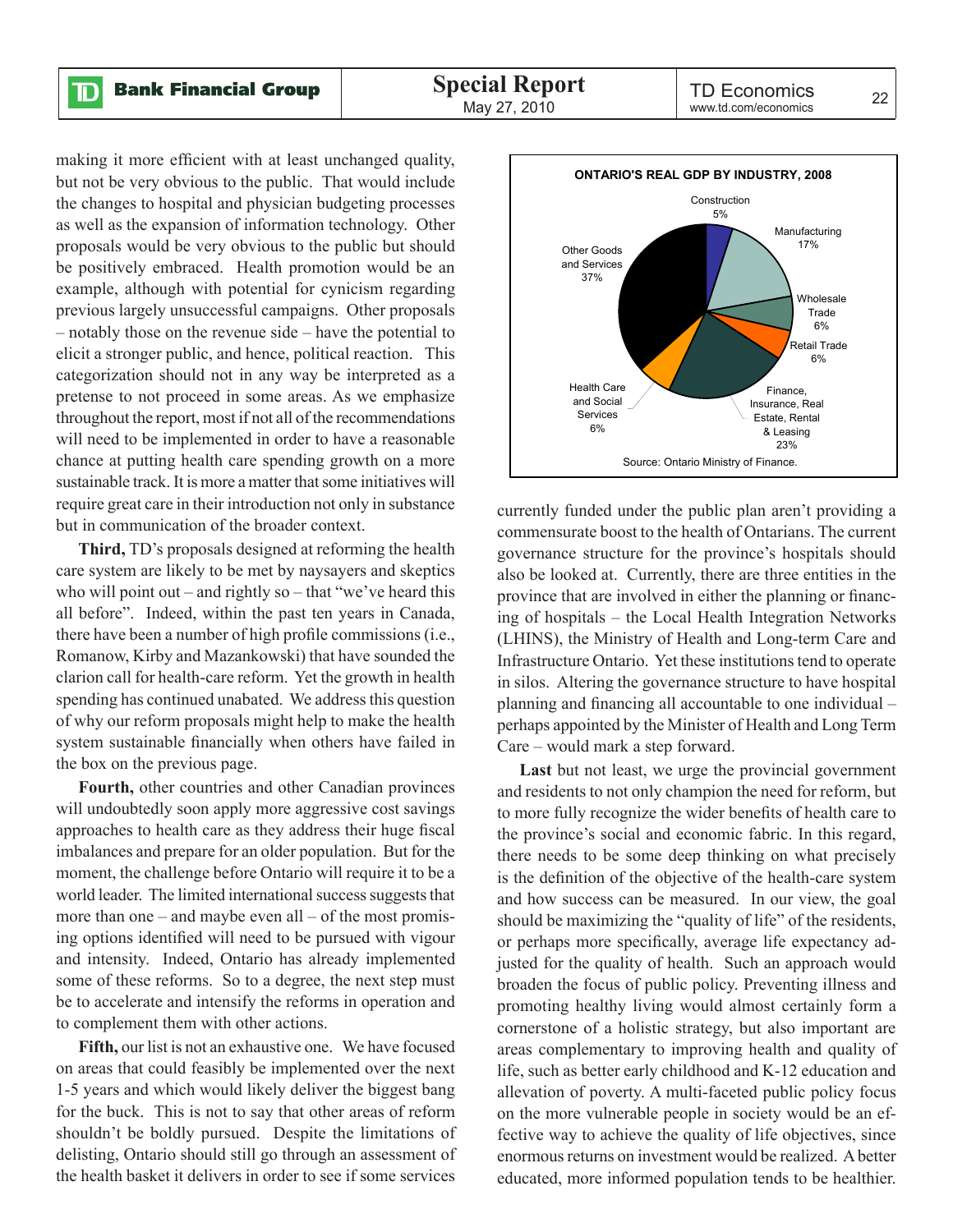making it more efficient with at least unchanged quality, but not be very obvious to the public. That would include the changes to hospital and physician budgeting processes as well as the expansion of information technology. Other proposals would be very obvious to the public but should be positively embraced. Health promotion would be an example, although with potential for cynicism regarding previous largely unsuccessful campaigns. Other proposals – notably those on the revenue side – have the potential to elicit a stronger public, and hence, political reaction. This categorization should not in any way be interpreted as a pretense to not proceed in some areas. As we emphasize throughout the report, most if not all of the recommendations will need to be implemented in order to have a reasonable chance at putting health care spending growth on a more sustainable track. It is more a matter that some initiatives will require great care in their introduction not only in substance but in communication of the broader context.

**Third,** TD's proposals designed at reforming the health care system are likely to be met by naysayers and skeptics who will point out – and rightly so – that "we've heard this all before". Indeed, within the past ten years in Canada, there have been a number of high profile commissions (i.e., Romanow, Kirby and Mazankowski) that have sounded the clarion call for health-care reform. Yet the growth in health spending has continued unabated. We address this question of why our reform proposals might help to make the health system sustainable financially when others have failed in the box on the previous page.

**Fourth,** other countries and other Canadian provinces will undoubtedly soon apply more aggressive cost savings approaches to health care as they address their huge fiscal imbalances and prepare for an older population. But for the moment, the challenge before Ontario will require it to be a world leader. The limited international success suggests that more than one – and maybe even all – of the most promising options identified will need to be pursued with vigour and intensity. Indeed, Ontario has already implemented some of these reforms. So to a degree, the next step must be to accelerate and intensify the reforms in operation and to complement them with other actions.

**Fifth,** our list is not an exhaustive one. We have focused on areas that could feasibly be implemented over the next 1-5 years and which would likely deliver the biggest bang for the buck. This is not to say that other areas of reform shouldn't be boldly pursued. Despite the limitations of delisting, Ontario should still go through an assessment of the health basket it delivers in order to see if some services currently funded under the public plan aren't providing a commensurate boost to the health of Ontarians. The current governance structure for the province's hospitals should also be looked at. Currently, there are three entities in the province that are involved in either the planning or financing of hospitals – the Local Health Integration Networks (LHINS), the Ministry of Health and Long-term Care and Infrastructure Ontario. Yet these institutions tend to operate in silos. Altering the governance structure to have hospital planning and financing all accountable to one individual – perhaps appointed by the Minister of Health and Long Term Care – would mark a step forward.

**ONTARIO'S REAL GDP BY INDUSTRY, 2008**

| Industry | Share |
|---|---|
| Construction | 5% |
| Manufacturing | 17% |
| Wholesale Trade | 6% |
| Retail Trade | 6% |
| Finance, Insurance, Real Estate, Rental & Leasing | 23% |
| Health Care and Social Services | 6% |
| Other Goods and Services | 37% |

Source: Ontario Ministry of Finance.

**Last** but not least, we urge the provincial government and residents to not only champion the need for reform, but to more fully recognize the wider benefits of health care to the province's social and economic fabric. In this regard, there needs to be some deep thinking on what precisely is the definition of the objective of the health-care system and how success can be measured. In our view, the goal should be maximizing the "quality of life" of the residents, or perhaps more specifically, average life expectancy adjusted for the quality of health. Such an approach would broaden the focus of public policy. Preventing illness and promoting healthy living would almost certainly form a cornerstone of a holistic strategy, but also important are areas complementary to improving health and quality of life, such as better early childhood and K-12 education and alleviation of poverty. A multi-faceted public policy focus on the more vulnerable people in society would be an effective way to achieve the quality of life objectives, since enormous returns on investment would be realized. A better educated, more informed population tends to be healthier.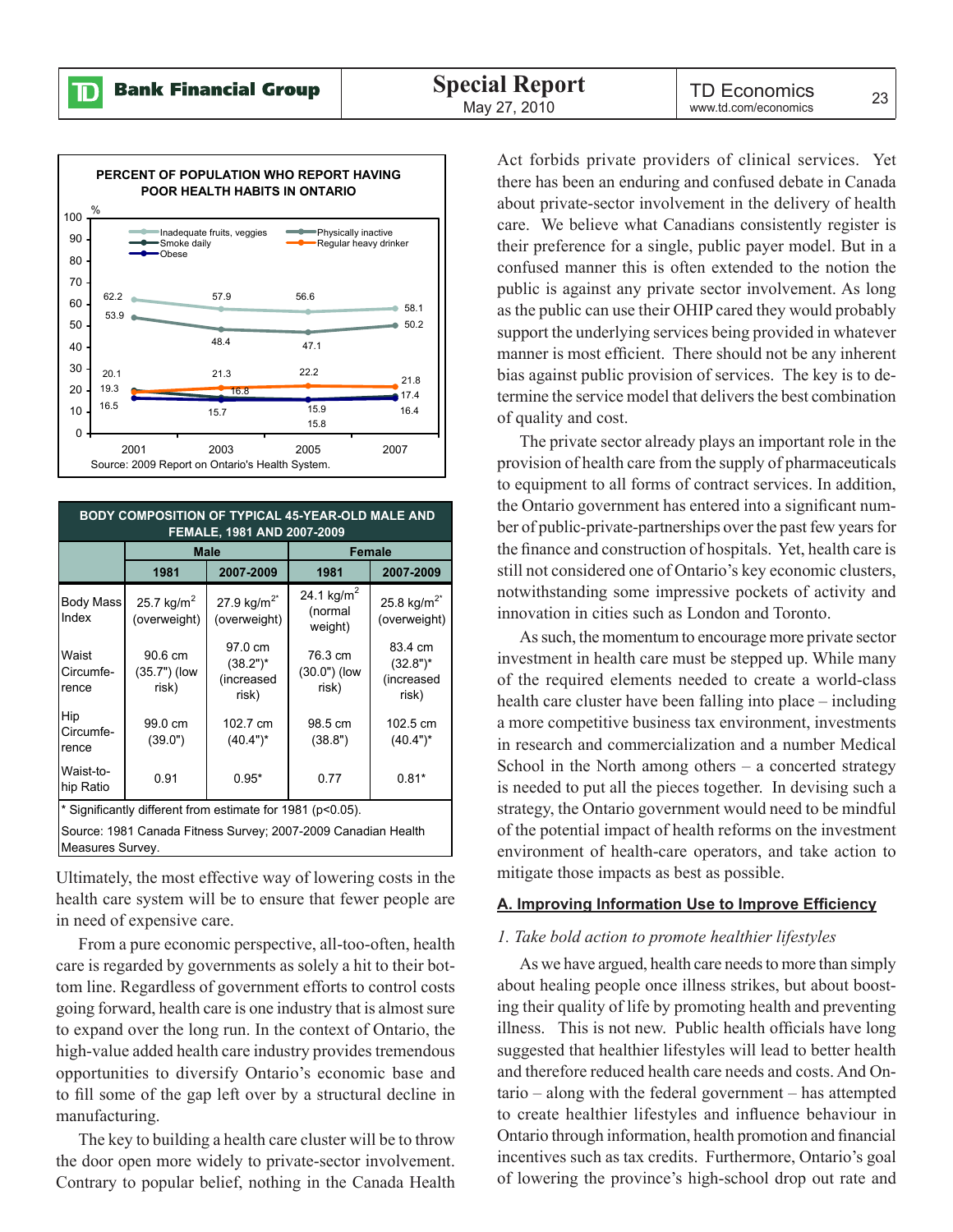**PERCENT OF POPULATION WHO REPORT HAVING POOR HEALTH HABITS IN ONTARIO**

| % | 2001 | 2003 | 2005 | 2007 |
|---|---|---|---|---|
| Inadequate fruits, veggies | 62.2 | 57.9 | 56.6 | 58.1 |
| Physically inactive | 53.9 | 48.4 | 47.1 | 50.2 |
| Smoke daily | 19.3 | 16.8 | 15.8 | 17.4 |
| Regular heavy drinker | 20.1 | 21.3 | 22.2 | 21.8 |
| Obese | 16.5 | 15.7 | 15.9 | 16.4 |

Source: 2009 Report on Ontario's Health System.

**BODY COMPOSITION OF TYPICAL 45-YEAR-OLD MALE AND FEMALE, 1981 AND 2007-2009**

| | Male | | Female | |
|---|---|---|---|---|
| | 1981 | 2007-2009 | 1981 | 2007-2009 |
| Body Mass Index | 25.7 kg/m² (overweight) | 27.9 kg/m²* (overweight) | 24.1 kg/m² (normal weight) | 25.8 kg/m²* (overweight) |
| Waist Circumference | 90.6 cm (35.7") (low risk) | 97.0 cm (38.2")* (increased risk) | 76.3 cm (30.0") (low risk) | 83.4 cm (32.8")* (increased risk) |
| Hip Circumference | 99.0 cm (39.0") | 102.7 cm (40.4")* | 98.5 cm (38.8") | 102.5 cm (40.4")* |
| Waist-to-hip Ratio | 0.91 | 0.95* | 0.77 | 0.81* |

* Significantly different from estimate for 1981 ($p<0.05$).

Source: 1981 Canada Fitness Survey; 2007-2009 Canadian Health Measures Survey.

Ultimately, the most effective way of lowering costs in the health care system will be to ensure that fewer people are in need of expensive care.

From a pure economic perspective, all-too-often, health care is regarded by governments as solely a hit to their bottom line. Regardless of government efforts to control costs going forward, health care is one industry that is almost sure to expand over the long run. In the context of Ontario, the high-value added health care industry provides tremendous opportunities to diversify Ontario's economic base and to fill some of the gap left over by a structural decline in manufacturing.

The key to building a health care cluster will be to throw the door open more widely to private-sector involvement. Contrary to popular belief, nothing in the Canada Health Act forbids private providers of clinical services. Yet there has been an enduring and confused debate in Canada about private-sector involvement in the delivery of health care. We believe what Canadians consistently register is their preference for a single, public payer model. But in a confused manner this is often extended to the notion the public is against any private sector involvement. As long as the public can use their OHIP cared they would probably support the underlying services being provided in whatever manner is most efficient. There should not be any inherent bias against public provision of services. The key is to determine the service model that delivers the best combination of quality and cost.

The private sector already plays an important role in the provision of health care from the supply of pharmaceuticals to equipment to all forms of contract services. In addition, the Ontario government has entered into a significant number of public-private-partnerships over the past few years for the finance and construction of hospitals. Yet, health care is still not considered one of Ontario's key economic clusters, notwithstanding some impressive pockets of activity and innovation in cities such as London and Toronto.

As such, the momentum to encourage more private sector investment in health care must be stepped up. While many of the required elements needed to create a world-class health care cluster have been falling into place – including a more competitive business tax environment, investments in research and commercialization and a number Medical School in the North among others – a concerted strategy is needed to put all the pieces together. In devising such a strategy, the Ontario government would need to be mindful of the potential impact of health reforms on the investment environment of health-care operators, and take action to mitigate those impacts as best as possible.

## A. Improving Information Use to Improve Efficiency

*1. Take bold action to promote healthier lifestyles*

As we have argued, health care needs to more than simply about healing people once illness strikes, but about boosting their quality of life by promoting health and preventing illness. This is not new. Public health officials have long suggested that healthier lifestyles will lead to better health and therefore reduced health care needs and costs. And Ontario – along with the federal government – has attempted to create healthier lifestyles and influence behaviour in Ontario through information, health promotion and financial incentives such as tax credits. Furthermore, Ontario's goal of lowering the province's high-school drop out rate and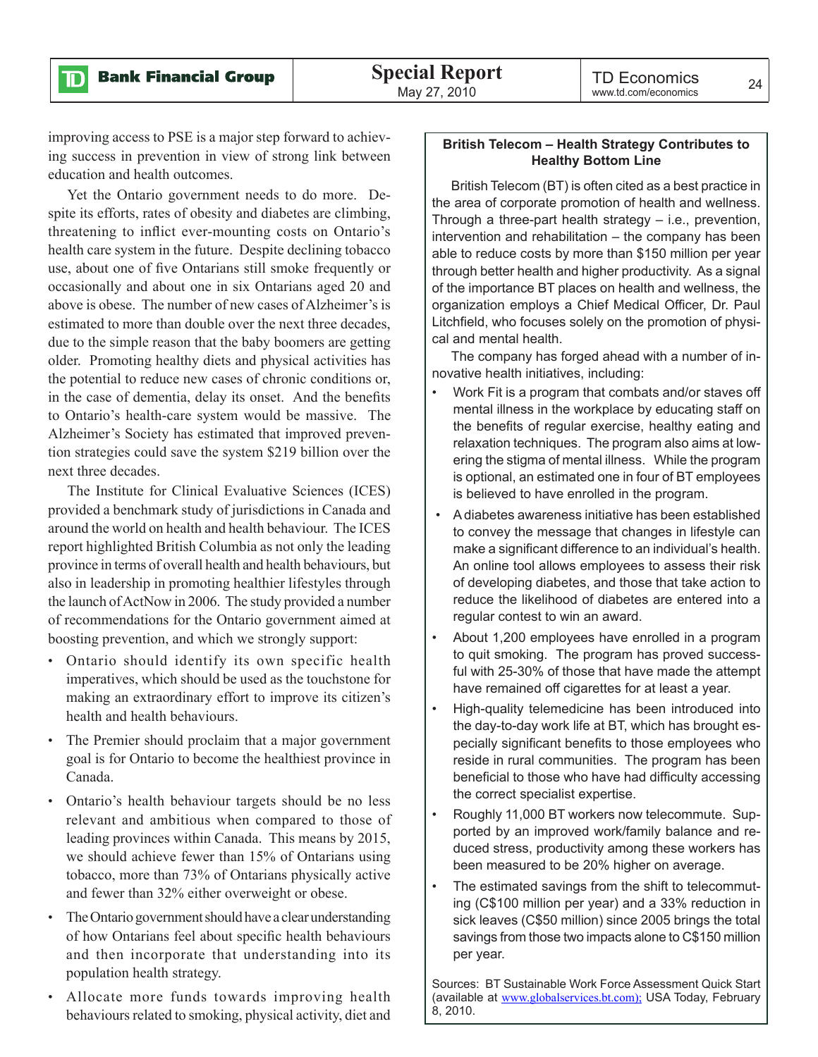improving access to PSE is a major step forward to achieving success in prevention in view of strong link between education and health outcomes.

Yet the Ontario government needs to do more. Despite its efforts, rates of obesity and diabetes are climbing, threatening to inflict ever-mounting costs on Ontario's health care system in the future. Despite declining tobacco use, about one of five Ontarians still smoke frequently or occasionally and about one in six Ontarians aged 20 and above is obese. The number of new cases of Alzheimer's is estimated to more than double over the next three decades, due to the simple reason that the baby boomers are getting older. Promoting healthy diets and physical activities has the potential to reduce new cases of chronic conditions or, in the case of dementia, delay its onset. And the benefits to Ontario's health-care system would be massive. The Alzheimer's Society has estimated that improved prevention strategies could save the system $219 billion over the next three decades.

The Institute for Clinical Evaluative Sciences (ICES) provided a benchmark study of jurisdictions in Canada and around the world on health and health behaviour. The ICES report highlighted British Columbia as not only the leading province in terms of overall health and health behaviours, but also in leadership in promoting healthier lifestyles through the launch of ActNow in 2006. The study provided a number of recommendations for the Ontario government aimed at boosting prevention, and which we strongly support:

- Ontario should identify its own specific health imperatives, which should be used as the touchstone for making an extraordinary effort to improve its citizen's health and health behaviours.
- The Premier should proclaim that a major government goal is for Ontario to become the healthiest province in Canada.
- Ontario's health behaviour targets should be no less relevant and ambitious when compared to those of leading provinces within Canada. This means by 2015, we should achieve fewer than 15% of Ontarians using tobacco, more than 73% of Ontarians physically active and fewer than 32% either overweight or obese.
- The Ontario government should have a clear understanding of how Ontarians feel about specific health behaviours and then incorporate that understanding into its population health strategy.
- Allocate more funds towards improving health behaviours related to smoking, physical activity, diet and

**British Telecom – Health Strategy Contributes to Healthy Bottom Line**

British Telecom (BT) is often cited as a best practice in the area of corporate promotion of health and wellness. Through a three-part health strategy – i.e., prevention, intervention and rehabilitation – the company has been able to reduce costs by more than $150 million per year through better health and higher productivity. As a signal of the importance BT places on health and wellness, the organization employs a Chief Medical Officer, Dr. Paul Litchfield, who focuses solely on the promotion of physical and mental health.

The company has forged ahead with a number of innovative health initiatives, including:

- Work Fit is a program that combats and/or staves off mental illness in the workplace by educating staff on the benefits of regular exercise, healthy eating and relaxation techniques. The program also aims at lowering the stigma of mental illness. While the program is optional, an estimated one in four of BT employees is believed to have enrolled in the program.
- A diabetes awareness initiative has been established to convey the message that changes in lifestyle can make a significant difference to an individual's health. An online tool allows employees to assess their risk of developing diabetes, and those that take action to reduce the likelihood of diabetes are entered into a regular contest to win an award.
- About 1,200 employees have enrolled in a program to quit smoking. The program has proved successful with 25-30% of those that have made the attempt have remained off cigarettes for at least a year.
- High-quality telemedicine has been introduced into the day-to-day work life at BT, which has brought especially significant benefits to those employees who reside in rural communities. The program has been beneficial to those who have had difficulty accessing the correct specialist expertise.
- Roughly 11,000 BT workers now telecommute. Supported by an improved work/family balance and reduced stress, productivity among these workers has been measured to be 20% higher on average.
- The estimated savings from the shift to telecommuting (C$100 million per year) and a 33% reduction in sick leaves (C$50 million) since 2005 brings the total savings from those two impacts alone to C$150 million per year.

Sources: BT Sustainable Work Force Assessment Quick Start (available at www.globalservices.bt.com); USA Today, February 8, 2010.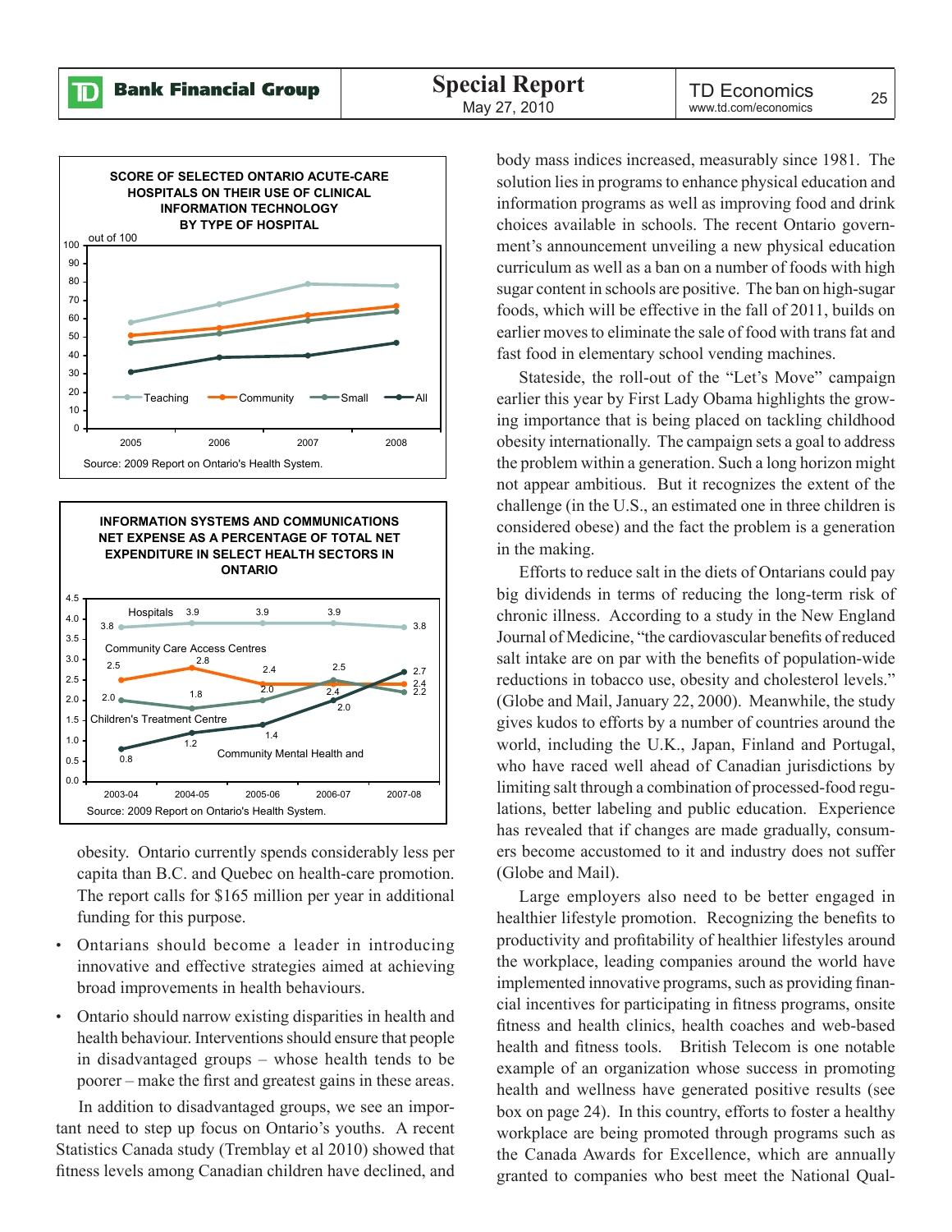**SCORE OF SELECTED ONTARIO ACUTE-CARE HOSPITALS ON THEIR USE OF CLINICAL INFORMATION TECHNOLOGY BY TYPE OF HOSPITAL**

out of 100

Teaching, Community, Small, All

Source: 2009 Report on Ontario's Health System.

**INFORMATION SYSTEMS AND COMMUNICATIONS NET EXPENSE AS A PERCENTAGE OF TOTAL NET EXPENDITURE IN SELECT HEALTH SECTORS IN ONTARIO**

| | 2003-04 | 2004-05 | 2005-06 | 2006-07 | 2007-08 |
|---|---|---|---|---|---|
| Hospitals | 3.8 | 3.9 | 3.9 | 3.9 | 3.8 |
| Community Care Access Centres | 2.5 | 2.8 | 2.4 | 2.4 | 2.4 |
| Children's Treatment Centre | 2.0 | 1.8 | 2.0 | 2.5 | 2.2 |
| Community Mental Health and | 0.8 | 1.2 | 1.4 | 2.0 | 2.7 |

Source: 2009 Report on Ontario's Health System.

obesity. Ontario currently spends considerably less per capita than B.C. and Quebec on health-care promotion. The report calls for $165 million per year in additional funding for this purpose.

- Ontarians should become a leader in introducing innovative and effective strategies aimed at achieving broad improvements in health behaviours.
- Ontario should narrow existing disparities in health and health behaviour. Interventions should ensure that people in disadvantaged groups – whose health tends to be poorer – make the first and greatest gains in these areas.

In addition to disadvantaged groups, we see an important need to step up focus on Ontario's youths. A recent Statistics Canada study (Tremblay et al 2010) showed that fitness levels among Canadian children have declined, and body mass indices increased, measurably since 1981. The solution lies in programs to enhance physical education and information programs as well as improving food and drink choices available in schools. The recent Ontario government's announcement unveiling a new physical education curriculum as well as a ban on a number of foods with high sugar content in schools are positive. The ban on high-sugar foods, which will be effective in the fall of 2011, builds on earlier moves to eliminate the sale of food with trans fat and fast food in elementary school vending machines.

Stateside, the roll-out of the "Let's Move" campaign earlier this year by First Lady Obama highlights the growing importance that is being placed on tackling childhood obesity internationally. The campaign sets a goal to address the problem within a generation. Such a long horizon might not appear ambitious. But it recognizes the extent of the challenge (in the U.S., an estimated one in three children is considered obese) and the fact the problem is a generation in the making.

Efforts to reduce salt in the diets of Ontarians could pay big dividends in terms of reducing the long-term risk of chronic illness. According to a study in the New England Journal of Medicine, "the cardiovascular benefits of reduced salt intake are on par with the benefits of population-wide reductions in tobacco use, obesity and cholesterol levels." (Globe and Mail, January 22, 2000). Meanwhile, the study gives kudos to efforts by a number of countries around the world, including the U.K., Japan, Finland and Portugal, who have raced well ahead of Canadian jurisdictions by limiting salt through a combination of processed-food regulations, better labeling and public education. Experience has revealed that if changes are made gradually, consumers become accustomed to it and industry does not suffer (Globe and Mail).

Large employers also need to be better engaged in healthier lifestyle promotion. Recognizing the benefits to productivity and profitability of healthier lifestyles around the workplace, leading companies around the world have implemented innovative programs, such as providing financial incentives for participating in fitness programs, onsite fitness and health clinics, health coaches and web-based health and fitness tools. British Telecom is one notable example of an organization whose success in promoting health and wellness have generated positive results (see box on page 24). In this country, efforts to foster a healthy workplace are being promoted through programs such as the Canada Awards for Excellence, which are annually granted to companies who best meet the National Qual-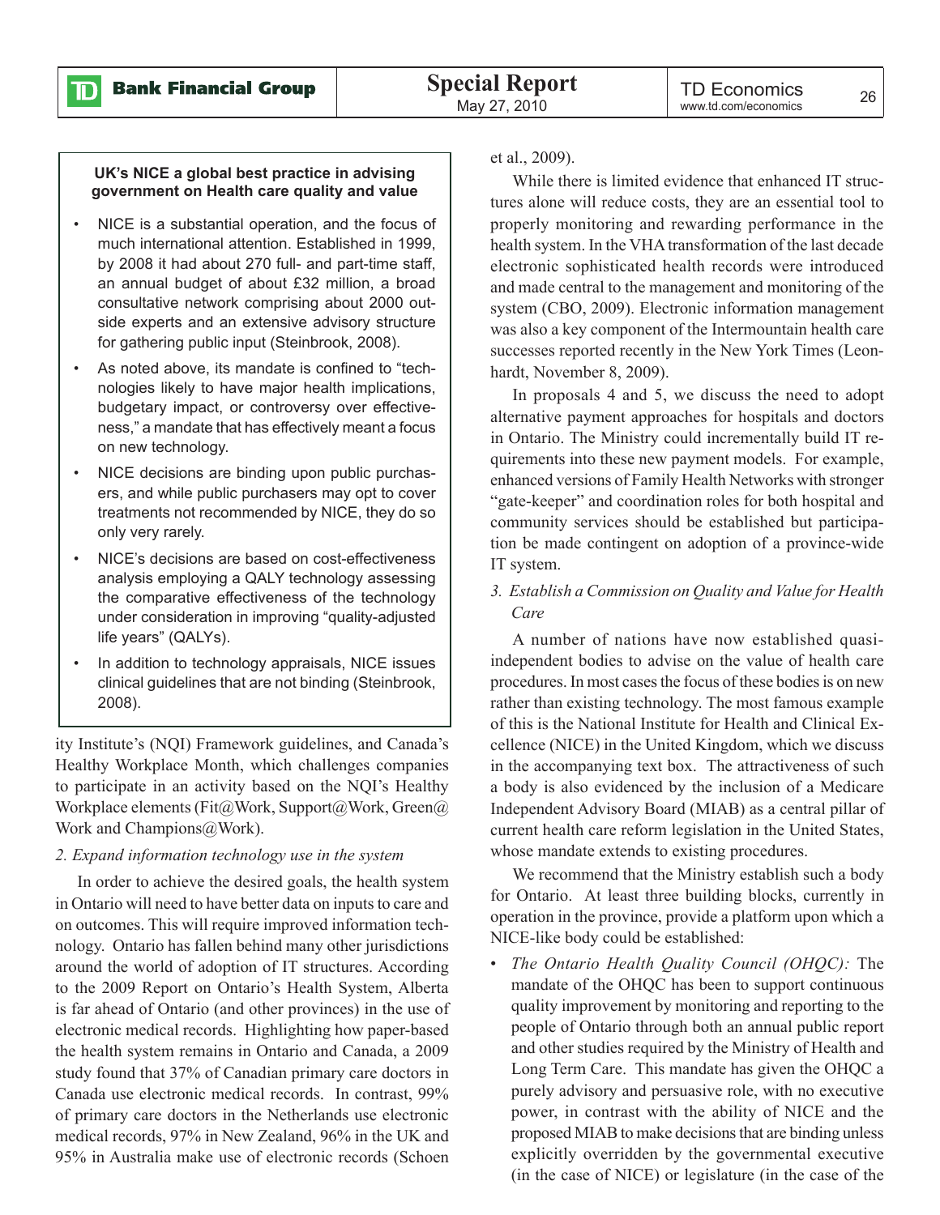**UK's NICE a global best practice in advising government on Health care quality and value**

- NICE is a substantial operation, and the focus of much international attention. Established in 1999, by 2008 it had about 270 full- and part-time staff, an annual budget of about £32 million, a broad consultative network comprising about 2000 outside experts and an extensive advisory structure for gathering public input (Steinbrook, 2008).
- As noted above, its mandate is confined to "technologies likely to have major health implications, budgetary impact, or controversy over effectiveness," a mandate that has effectively meant a focus on new technology.
- NICE decisions are binding upon public purchasers, and while public purchasers may opt to cover treatments not recommended by NICE, they do so only very rarely.
- NICE's decisions are based on cost-effectiveness analysis employing a QALY technology assessing the comparative effectiveness of the technology under consideration in improving "quality-adjusted life years" (QALYs).
- In addition to technology appraisals, NICE issues clinical guidelines that are not binding (Steinbrook, 2008).

ity Institute's (NQI) Framework guidelines, and Canada's Healthy Workplace Month, which challenges companies to participate in an activity based on the NQI's Healthy Workplace elements (Fit@Work, Support@Work, Green@Work and Champions@Work).

*2. Expand information technology use in the system*

In order to achieve the desired goals, the health system in Ontario will need to have better data on inputs to care and on outcomes. This will require improved information technology. Ontario has fallen behind many other jurisdictions around the world of adoption of IT structures. According to the 2009 Report on Ontario's Health System, Alberta is far ahead of Ontario (and other provinces) in the use of electronic medical records. Highlighting how paper-based the health system remains in Ontario and Canada, a 2009 study found that 37% of Canadian primary care doctors in Canada use electronic medical records. In contrast, 99% of primary care doctors in the Netherlands use electronic medical records, 97% in New Zealand, 96% in the UK and 95% in Australia make use of electronic records (Schoen et al., 2009).

While there is limited evidence that enhanced IT structures alone will reduce costs, they are an essential tool to properly monitoring and rewarding performance in the health system. In the VHA transformation of the last decade electronic sophisticated health records were introduced and made central to the management and monitoring of the system (CBO, 2009). Electronic information management was also a key component of the Intermountain health care successes reported recently in the New York Times (Leonhardt, November 8, 2009).

In proposals 4 and 5, we discuss the need to adopt alternative payment approaches for hospitals and doctors in Ontario. The Ministry could incrementally build IT requirements into these new payment models. For example, enhanced versions of Family Health Networks with stronger "gate-keeper" and coordination roles for both hospital and community services should be established but participation be made contingent on adoption of a province-wide IT system.

*3. Establish a Commission on Quality and Value for Health Care*

A number of nations have now established quasi-independent bodies to advise on the value of health care procedures. In most cases the focus of these bodies is on new rather than existing technology. The most famous example of this is the National Institute for Health and Clinical Excellence (NICE) in the United Kingdom, which we discuss in the accompanying text box. The attractiveness of such a body is also evidenced by the inclusion of a Medicare Independent Advisory Board (MIAB) as a central pillar of current health care reform legislation in the United States, whose mandate extends to existing procedures.

We recommend that the Ministry establish such a body for Ontario. At least three building blocks, currently in operation in the province, provide a platform upon which a NICE-like body could be established:

- *The Ontario Health Quality Council (OHQC):* The mandate of the OHQC has been to support continuous quality improvement by monitoring and reporting to the people of Ontario through both an annual public report and other studies required by the Ministry of Health and Long Term Care. This mandate has given the OHQC a purely advisory and persuasive role, with no executive power, in contrast with the ability of NICE and the proposed MIAB to make decisions that are binding unless explicitly overridden by the governmental executive (in the case of NICE) or legislature (in the case of the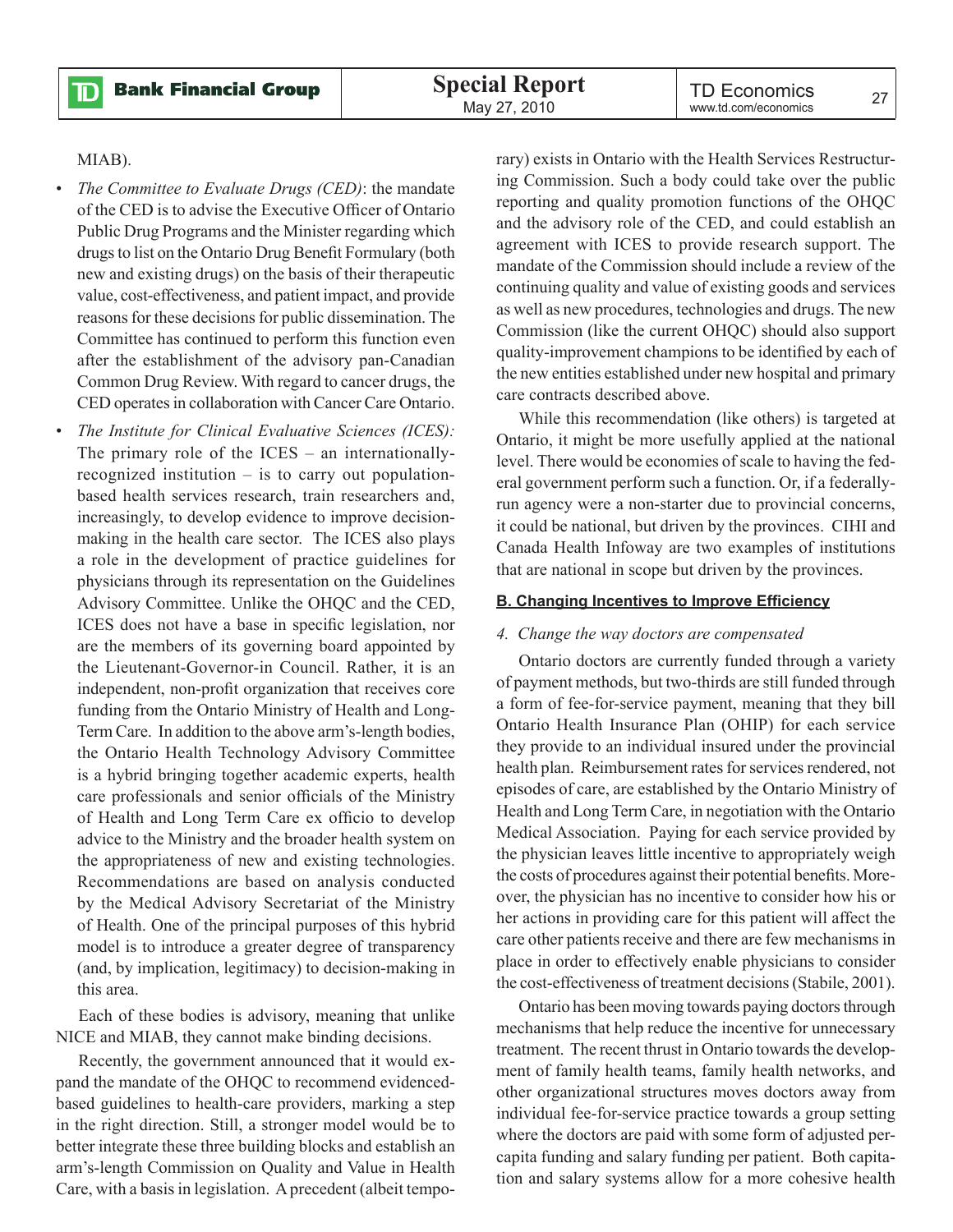MIAB).

- *The Committee to Evaluate Drugs (CED)*: the mandate of the CED is to advise the Executive Officer of Ontario Public Drug Programs and the Minister regarding which drugs to list on the Ontario Drug Benefit Formulary (both new and existing drugs) on the basis of their therapeutic value, cost-effectiveness, and patient impact, and provide reasons for these decisions for public dissemination. The Committee has continued to perform this function even after the establishment of the advisory pan-Canadian Common Drug Review. With regard to cancer drugs, the CED operates in collaboration with Cancer Care Ontario.
- *The Institute for Clinical Evaluative Sciences (ICES):* The primary role of the ICES – an internationally-recognized institution – is to carry out population-based health services research, train researchers and, increasingly, to develop evidence to improve decision-making in the health care sector. The ICES also plays a role in the development of practice guidelines for physicians through its representation on the Guidelines Advisory Committee. Unlike the OHQC and the CED, ICES does not have a base in specific legislation, nor are the members of its governing board appointed by the Lieutenant-Governor-in Council. Rather, it is an independent, non-profit organization that receives core funding from the Ontario Ministry of Health and Long-Term Care. In addition to the above arm's-length bodies, the Ontario Health Technology Advisory Committee is a hybrid bringing together academic experts, health care professionals and senior officials of the Ministry of Health and Long Term Care ex officio to develop advice to the Ministry and the broader health system on the appropriateness of new and existing technologies. Recommendations are based on analysis conducted by the Medical Advisory Secretariat of the Ministry of Health. One of the principal purposes of this hybrid model is to introduce a greater degree of transparency (and, by implication, legitimacy) to decision-making in this area.

Each of these bodies is advisory, meaning that unlike NICE and MIAB, they cannot make binding decisions.

Recently, the government announced that it would expand the mandate of the OHQC to recommend evidenced-based guidelines to health-care providers, marking a step in the right direction. Still, a stronger model would be to better integrate these three building blocks and establish an arm's-length Commission on Quality and Value in Health Care, with a basis in legislation. A precedent (albeit temporary) exists in Ontario with the Health Services Restructuring Commission. Such a body could take over the public reporting and quality promotion functions of the OHQC and the advisory role of the CED, and could establish an agreement with ICES to provide research support. The mandate of the Commission should include a review of the continuing quality and value of existing goods and services as well as new procedures, technologies and drugs. The new Commission (like the current OHQC) should also support quality-improvement champions to be identified by each of the new entities established under new hospital and primary care contracts described above.

While this recommendation (like others) is targeted at Ontario, it might be more usefully applied at the national level. There would be economies of scale to having the federal government perform such a function. Or, if a federally-run agency were a non-starter due to provincial concerns, it could be national, but driven by the provinces. CIHI and Canada Health Infoway are two examples of institutions that are national in scope but driven by the provinces.

## B. Changing Incentives to Improve Efficiency

### *4. Change the way doctors are compensated*

Ontario doctors are currently funded through a variety of payment methods, but two-thirds are still funded through a form of fee-for-service payment, meaning that they bill Ontario Health Insurance Plan (OHIP) for each service they provide to an individual insured under the provincial health plan. Reimbursement rates for services rendered, not episodes of care, are established by the Ontario Ministry of Health and Long Term Care, in negotiation with the Ontario Medical Association. Paying for each service provided by the physician leaves little incentive to appropriately weigh the costs of procedures against their potential benefits. Moreover, the physician has no incentive to consider how his or her actions in providing care for this patient will affect the care other patients receive and there are few mechanisms in place in order to effectively enable physicians to consider the cost-effectiveness of treatment decisions (Stabile, 2001).

Ontario has been moving towards paying doctors through mechanisms that help reduce the incentive for unnecessary treatment. The recent thrust in Ontario towards the development of family health teams, family health networks, and other organizational structures moves doctors away from individual fee-for-service practice towards a group setting where the doctors are paid with some form of adjusted per-capita funding and salary funding per patient. Both capitation and salary systems allow for a more cohesive health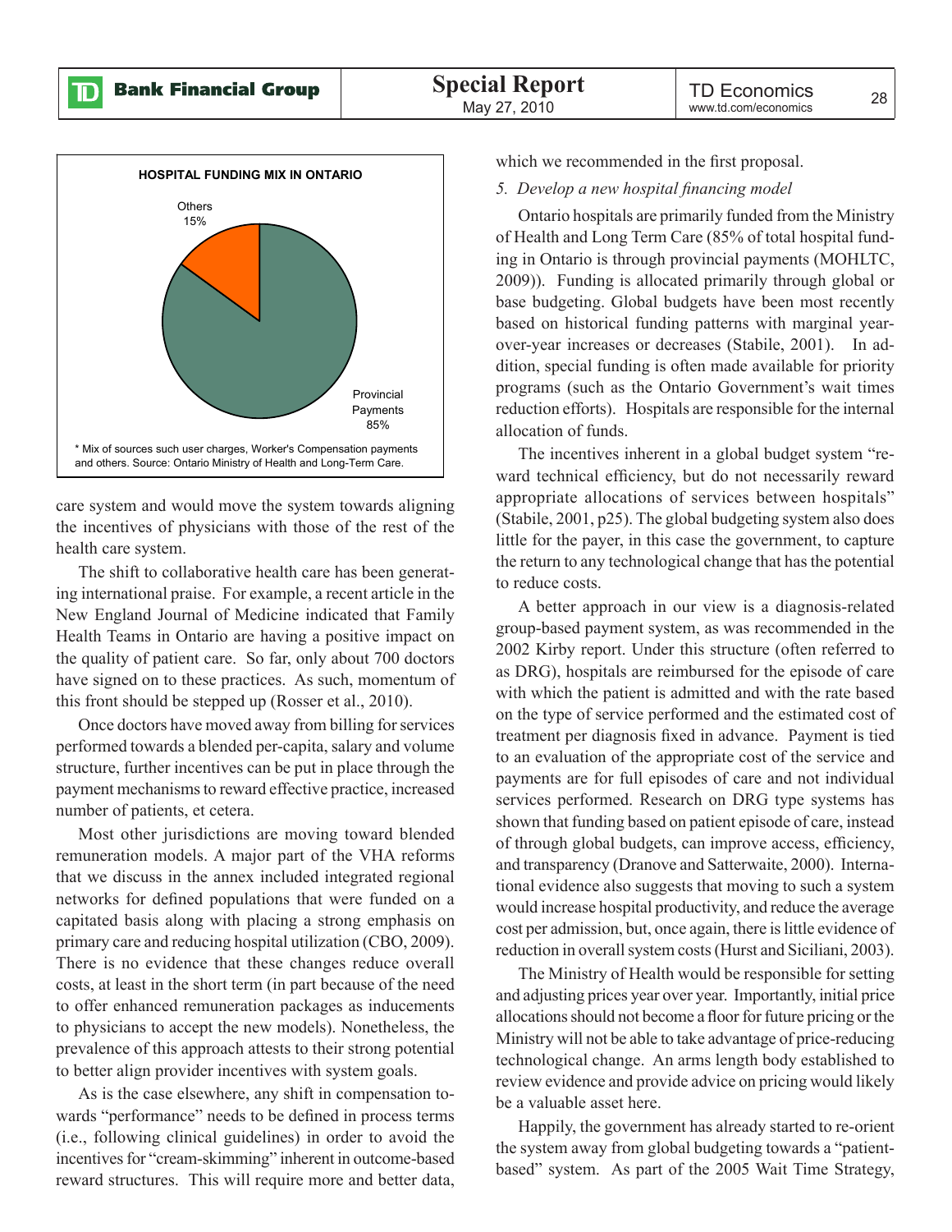**HOSPITAL FUNDING MIX IN ONTARIO**

Others 15%

Provincial Payments 85%

* Mix of sources such user charges, Worker's Compensation payments and others. Source: Ontario Ministry of Health and Long-Term Care.

care system and would move the system towards aligning the incentives of physicians with those of the rest of the health care system.

The shift to collaborative health care has been generating international praise. For example, a recent article in the New England Journal of Medicine indicated that Family Health Teams in Ontario are having a positive impact on the quality of patient care. So far, only about 700 doctors have signed on to these practices. As such, momentum of this front should be stepped up (Rosser et al., 2010).

Once doctors have moved away from billing for services performed towards a blended per-capita, salary and volume structure, further incentives can be put in place through the payment mechanisms to reward effective practice, increased number of patients, et cetera.

Most other jurisdictions are moving toward blended remuneration models. A major part of the VHA reforms that we discuss in the annex included integrated regional networks for defined populations that were funded on a capitated basis along with placing a strong emphasis on primary care and reducing hospital utilization (CBO, 2009). There is no evidence that these changes reduce overall costs, at least in the short term (in part because of the need to offer enhanced remuneration packages as inducements to physicians to accept the new models). Nonetheless, the prevalence of this approach attests to their strong potential to better align provider incentives with system goals.

As is the case elsewhere, any shift in compensation towards "performance" needs to be defined in process terms (i.e., following clinical guidelines) in order to avoid the incentives for "cream-skimming" inherent in outcome-based reward structures. This will require more and better data, which we recommended in the first proposal.

*5. Develop a new hospital financing model*

Ontario hospitals are primarily funded from the Ministry of Health and Long Term Care (85% of total hospital funding in Ontario is through provincial payments (MOHLTC, 2009)). Funding is allocated primarily through global or base budgeting. Global budgets have been most recently based on historical funding patterns with marginal year-over-year increases or decreases (Stabile, 2001). In addition, special funding is often made available for priority programs (such as the Ontario Government's wait times reduction efforts). Hospitals are responsible for the internal allocation of funds.

The incentives inherent in a global budget system "reward technical efficiency, but do not necessarily reward appropriate allocations of services between hospitals" (Stabile, 2001, p25). The global budgeting system also does little for the payer, in this case the government, to capture the return to any technological change that has the potential to reduce costs.

A better approach in our view is a diagnosis-related group-based payment system, as was recommended in the 2002 Kirby report. Under this structure (often referred to as DRG), hospitals are reimbursed for the episode of care with which the patient is admitted and with the rate based on the type of service performed and the estimated cost of treatment per diagnosis fixed in advance. Payment is tied to an evaluation of the appropriate cost of the service and payments are for full episodes of care and not individual services performed. Research on DRG type systems has shown that funding based on patient episode of care, instead of through global budgets, can improve access, efficiency, and transparency (Dranove and Satterwaite, 2000). International evidence also suggests that moving to such a system would increase hospital productivity, and reduce the average cost per admission, but, once again, there is little evidence of reduction in overall system costs (Hurst and Siciliani, 2003).

The Ministry of Health would be responsible for setting and adjusting prices year over year. Importantly, initial price allocations should not become a floor for future pricing or the Ministry will not be able to take advantage of price-reducing technological change. An arms length body established to review evidence and provide advice on pricing would likely be a valuable asset here.

Happily, the government has already started to re-orient the system away from global budgeting towards a "patient-based" system. As part of the 2005 Wait Time Strategy,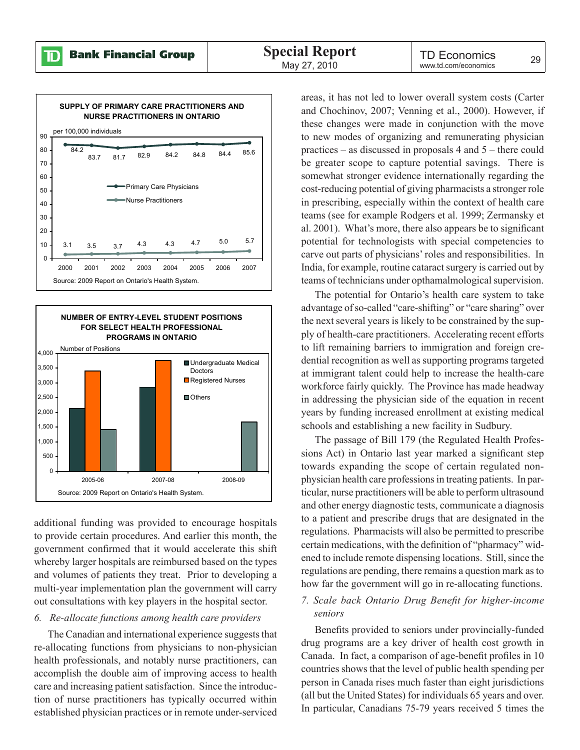**SUPPLY OF PRIMARY CARE PRACTITIONERS AND NURSE PRACTITIONERS IN ONTARIO**

per 100,000 individuals

| Year | Primary Care Physicians | Nurse Practitioners |
|---|---|---|
| 2000 | 84.2 | 3.1 |
| 2001 | 83.7 | 3.5 |
| 2002 | 81.7 | 3.7 |
| 2003 | 82.9 | 4.3 |
| 2004 | 84.2 | 4.3 |
| 2005 | 84.8 | 4.7 |
| 2006 | 84.4 | 5.0 |
| 2007 | 85.6 | 5.7 |

Source: 2009 Report on Ontario's Health System.

**NUMBER OF ENTRY-LEVEL STUDENT POSITIONS FOR SELECT HEALTH PROFESSIONAL PROGRAMS IN ONTARIO**

Number of Positions

Legend: Undergraduate Medical Doctors; Registered Nurses; Others

Periods shown: 2005-06, 2007-08, 2008-09

Source: 2009 Report on Ontario's Health System.

additional funding was provided to encourage hospitals to provide certain procedures. And earlier this month, the government confirmed that it would accelerate this shift whereby larger hospitals are reimbursed based on the types and volumes of patients they treat. Prior to developing a multi-year implementation plan the government will carry out consultations with key players in the hospital sector.

*6. Re-allocate functions among health care providers*

The Canadian and international experience suggests that re-allocating functions from physicians to non-physician health professionals, and notably nurse practitioners, can accomplish the double aim of improving access to health care and increasing patient satisfaction. Since the introduction of nurse practitioners has typically occurred within established physician practices or in remote under-serviced areas, it has not led to lower overall system costs (Carter and Chochinov, 2007; Venning et al., 2000). However, if these changes were made in conjunction with the move to new modes of organizing and remunerating physician practices – as discussed in proposals 4 and 5 – there could be greater scope to capture potential savings. There is somewhat stronger evidence internationally regarding the cost-reducing potential of giving pharmacists a stronger role in prescribing, especially within the context of health care teams (see for example Rodgers et al. 1999; Zermansky et al. 2001). What's more, there also appears be to significant potential for technologists with special competencies to carve out parts of physicians' roles and responsibilities. In India, for example, routine cataract surgery is carried out by teams of technicians under opthamalmological supervision.

The potential for Ontario's health care system to take advantage of so-called "care-shifting" or "care sharing" over the next several years is likely to be constrained by the supply of health-care practitioners. Accelerating recent efforts to lift remaining barriers to immigration and foreign credential recognition as well as supporting programs targeted at immigrant talent could help to increase the health-care workforce fairly quickly. The Province has made headway in addressing the physician side of the equation in recent years by funding increased enrollment at existing medical schools and establishing a new facility in Sudbury.

The passage of Bill 179 (the Regulated Health Professions Act) in Ontario last year marked a significant step towards expanding the scope of certain regulated non-physician health care professions in treating patients. In particular, nurse practitioners will be able to perform ultrasound and other energy diagnostic tests, communicate a diagnosis to a patient and prescribe drugs that are designated in the regulations. Pharmacists will also be permitted to prescribe certain medications, with the definition of "pharmacy" widened to include remote dispensing locations. Still, since the regulations are pending, there remains a question mark as to how far the government will go in re-allocating functions.

*7. Scale back Ontario Drug Benefit for higher-income seniors*

Benefits provided to seniors under provincially-funded drug programs are a key driver of health cost growth in Canada. In fact, a comparison of age-benefit profiles in 10 countries shows that the level of public health spending per person in Canada rises much faster than eight jurisdictions (all but the United States) for individuals 65 years and over. In particular, Canadians 75-79 years received 5 times the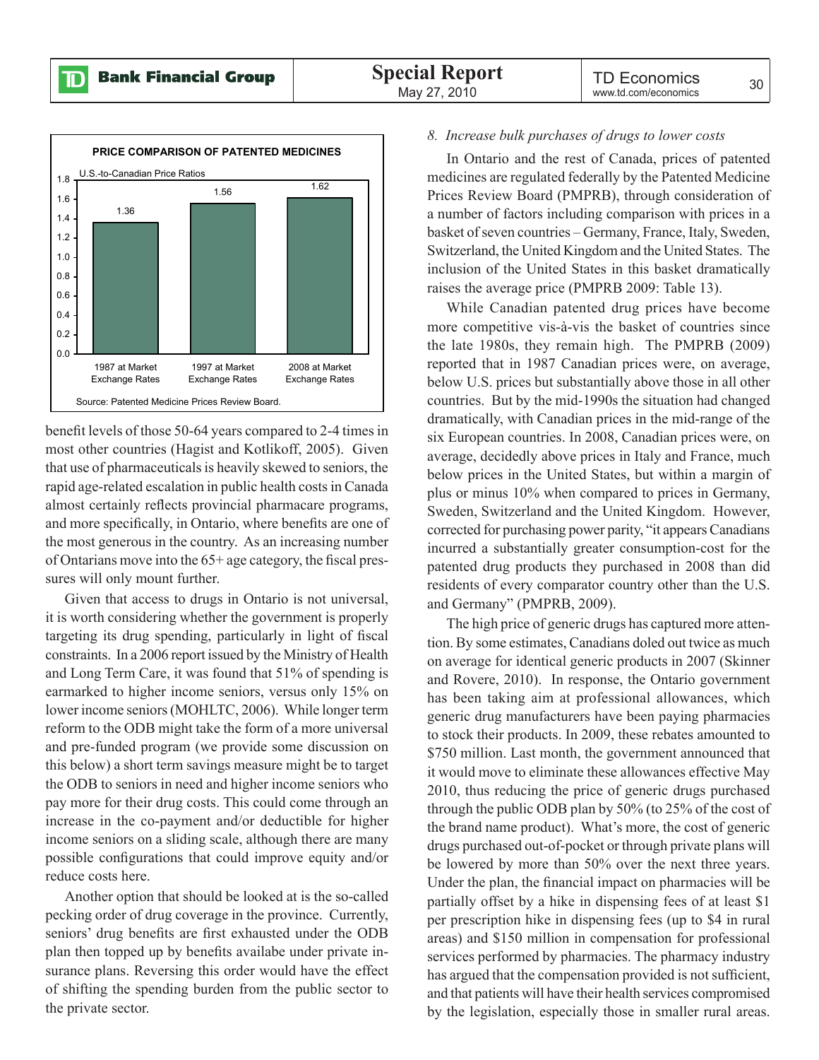**PRICE COMPARISON OF PATENTED MEDICINES**

U.S.-to-Canadian Price Ratios

| | U.S.-to-Canadian Price Ratio |
|---|---|
| 1987 at Market Exchange Rates | 1.36 |
| 1997 at Market Exchange Rates | 1.56 |
| 2008 at Market Exchange Rates | 1.62 |

Source: Patented Medicine Prices Review Board.

benefit levels of those 50-64 years compared to 2-4 times in most other countries (Hagist and Kotlikoff, 2005). Given that use of pharmaceuticals is heavily skewed to seniors, the rapid age-related escalation in public health costs in Canada almost certainly reflects provincial pharmacare programs, and more specifically, in Ontario, where benefits are one of the most generous in the country. As an increasing number of Ontarians move into the 65+ age category, the fiscal pressures will only mount further.

Given that access to drugs in Ontario is not universal, it is worth considering whether the government is properly targeting its drug spending, particularly in light of fiscal constraints. In a 2006 report issued by the Ministry of Health and Long Term Care, it was found that 51% of spending is earmarked to higher income seniors, versus only 15% on lower income seniors (MOHLTC, 2006). While longer term reform to the ODB might take the form of a more universal and pre-funded program (we provide some discussion on this below) a short term savings measure might be to target the ODB to seniors in need and higher income seniors who pay more for their drug costs. This could come through an increase in the co-payment and/or deductible for higher income seniors on a sliding scale, although there are many possible configurations that could improve equity and/or reduce costs here.

Another option that should be looked at is the so-called pecking order of drug coverage in the province. Currently, seniors' drug benefits are first exhausted under the ODB plan then topped up by benefits availabe under private insurance plans. Reversing this order would have the effect of shifting the spending burden from the public sector to the private sector.

*8. Increase bulk purchases of drugs to lower costs*

In Ontario and the rest of Canada, prices of patented medicines are regulated federally by the Patented Medicine Prices Review Board (PMPRB), through consideration of a number of factors including comparison with prices in a basket of seven countries – Germany, France, Italy, Sweden, Switzerland, the United Kingdom and the United States. The inclusion of the United States in this basket dramatically raises the average price (PMPRB 2009: Table 13).

While Canadian patented drug prices have become more competitive vis-à-vis the basket of countries since the late 1980s, they remain high. The PMPRB (2009) reported that in 1987 Canadian prices were, on average, below U.S. prices but substantially above those in all other countries. But by the mid-1990s the situation had changed dramatically, with Canadian prices in the mid-range of the six European countries. In 2008, Canadian prices were, on average, decidedly above prices in Italy and France, much below prices in the United States, but within a margin of plus or minus 10% when compared to prices in Germany, Sweden, Switzerland and the United Kingdom. However, corrected for purchasing power parity, "it appears Canadians incurred a substantially greater consumption-cost for the patented drug products they purchased in 2008 than did residents of every comparator country other than the U.S. and Germany" (PMPRB, 2009).

The high price of generic drugs has captured more attention. By some estimates, Canadians doled out twice as much on average for identical generic products in 2007 (Skinner and Rovere, 2010). In response, the Ontario government has been taking aim at professional allowances, which generic drug manufacturers have been paying pharmacies to stock their products. In 2009, these rebates amounted to $750 million. Last month, the government announced that it would move to eliminate these allowances effective May 2010, thus reducing the price of generic drugs purchased through the public ODB plan by 50% (to 25% of the cost of the brand name product). What's more, the cost of generic drugs purchased out-of-pocket or through private plans will be lowered by more than 50% over the next three years. Under the plan, the financial impact on pharmacies will be partially offset by a hike in dispensing fees of at least $1 per prescription hike in dispensing fees (up to $4 in rural areas) and $150 million in compensation for professional services performed by pharmacies. The pharmacy industry has argued that the compensation provided is not sufficient, and that patients will have their health services compromised by the legislation, especially those in smaller rural areas.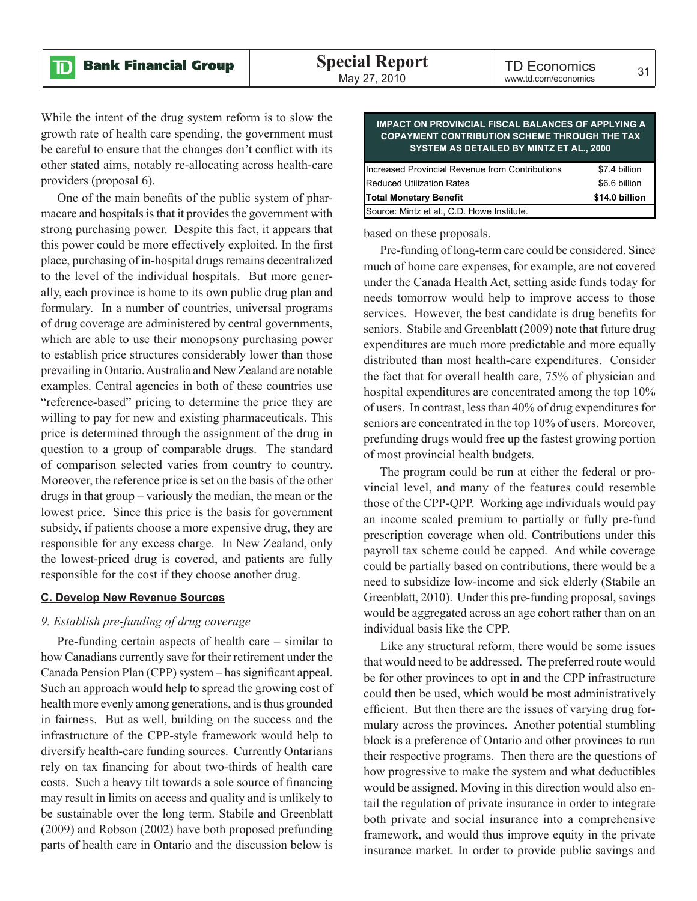While the intent of the drug system reform is to slow the growth rate of health care spending, the government must be careful to ensure that the changes don't conflict with its other stated aims, notably re-allocating across health-care providers (proposal 6).

One of the main benefits of the public system of pharmacare and hospitals is that it provides the government with strong purchasing power. Despite this fact, it appears that this power could be more effectively exploited. In the first place, purchasing of in-hospital drugs remains decentralized to the level of the individual hospitals. But more generally, each province is home to its own public drug plan and formulary. In a number of countries, universal programs of drug coverage are administered by central governments, which are able to use their monopsony purchasing power to establish price structures considerably lower than those prevailing in Ontario. Australia and New Zealand are notable examples. Central agencies in both of these countries use "reference-based" pricing to determine the price they are willing to pay for new and existing pharmaceuticals. This price is determined through the assignment of the drug in question to a group of comparable drugs. The standard of comparison selected varies from country to country. Moreover, the reference price is set on the basis of the other drugs in that group – variously the median, the mean or the lowest price. Since this price is the basis for government subsidy, if patients choose a more expensive drug, they are responsible for any excess charge. In New Zealand, only the lowest-priced drug is covered, and patients are fully responsible for the cost if they choose another drug.

### C. Develop New Revenue Sources

*9. Establish pre-funding of drug coverage*

Pre-funding certain aspects of health care – similar to how Canadians currently save for their retirement under the Canada Pension Plan (CPP) system – has significant appeal. Such an approach would help to spread the growing cost of health more evenly among generations, and is thus grounded in fairness. But as well, building on the success and the infrastructure of the CPP-style framework would help to diversify health-care funding sources. Currently Ontarians rely on tax financing for about two-thirds of health care costs. Such a heavy tilt towards a sole source of financing may result in limits on access and quality and is unlikely to be sustainable over the long term. Stabile and Greenblatt (2009) and Robson (2002) have both proposed prefunding parts of health care in Ontario and the discussion below is based on these proposals.

**IMPACT ON PROVINCIAL FISCAL BALANCES OF APPLYING A COPAYMENT CONTRIBUTION SCHEME THROUGH THE TAX SYSTEM AS DETAILED BY MINTZ ET AL., 2000**

| | |
|---|---|
| Increased Provincial Revenue from Contributions | $7.4 billion |
| Reduced Utilization Rates | $6.6 billion |
| **Total Monetary Benefit** | **$14.0 billion** |

Source: Mintz et al., C.D. Howe Institute.

Pre-funding of long-term care could be considered. Since much of home care expenses, for example, are not covered under the Canada Health Act, setting aside funds today for needs tomorrow would help to improve access to those services. However, the best candidate is drug benefits for seniors. Stabile and Greenblatt (2009) note that future drug expenditures are much more predictable and more equally distributed than most health-care expenditures. Consider the fact that for overall health care, 75% of physician and hospital expenditures are concentrated among the top 10% of users. In contrast, less than 40% of drug expenditures for seniors are concentrated in the top 10% of users. Moreover, prefunding drugs would free up the fastest growing portion of most provincial health budgets.

The program could be run at either the federal or provincial level, and many of the features could resemble those of the CPP-QPP. Working age individuals would pay an income scaled premium to partially or fully pre-fund prescription coverage when old. Contributions under this payroll tax scheme could be capped. And while coverage could be partially based on contributions, there would be a need to subsidize low-income and sick elderly (Stabile an Greenblatt, 2010). Under this pre-funding proposal, savings would be aggregated across an age cohort rather than on an individual basis like the CPP.

Like any structural reform, there would be some issues that would need to be addressed. The preferred route would be for other provinces to opt in and the CPP infrastructure could then be used, which would be most administratively efficient. But then there are the issues of varying drug formulary across the provinces. Another potential stumbling block is a preference of Ontario and other provinces to run their respective programs. Then there are the questions of how progressive to make the system and what deductibles would be assigned. Moving in this direction would also entail the regulation of private insurance in order to integrate both private and social insurance into a comprehensive framework, and would thus improve equity in the private insurance market. In order to provide public savings and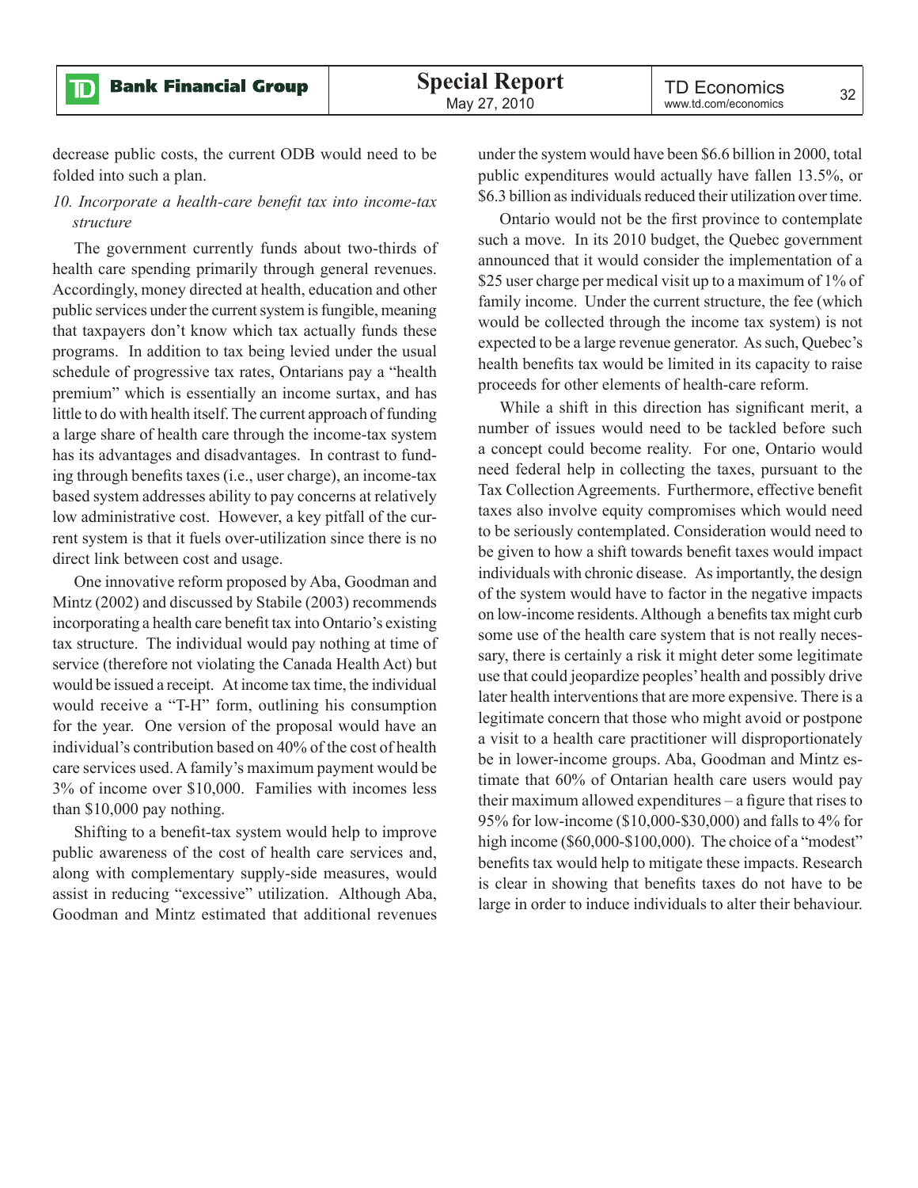decrease public costs, the current ODB would need to be folded into such a plan.

*10. Incorporate a health-care benefit tax into income-tax structure*

The government currently funds about two-thirds of health care spending primarily through general revenues. Accordingly, money directed at health, education and other public services under the current system is fungible, meaning that taxpayers don't know which tax actually funds these programs. In addition to tax being levied under the usual schedule of progressive tax rates, Ontarians pay a "health premium" which is essentially an income surtax, and has little to do with health itself. The current approach of funding a large share of health care through the income-tax system has its advantages and disadvantages. In contrast to funding through benefits taxes (i.e., user charge), an income-tax based system addresses ability to pay concerns at relatively low administrative cost. However, a key pitfall of the current system is that it fuels over-utilization since there is no direct link between cost and usage.

One innovative reform proposed by Aba, Goodman and Mintz (2002) and discussed by Stabile (2003) recommends incorporating a health care benefit tax into Ontario's existing tax structure. The individual would pay nothing at time of service (therefore not violating the Canada Health Act) but would be issued a receipt. At income tax time, the individual would receive a "T-H" form, outlining his consumption for the year. One version of the proposal would have an individual's contribution based on 40% of the cost of health care services used. A family's maximum payment would be 3% of income over $10,000. Families with incomes less than $10,000 pay nothing.

Shifting to a benefit-tax system would help to improve public awareness of the cost of health care services and, along with complementary supply-side measures, would assist in reducing "excessive" utilization. Although Aba, Goodman and Mintz estimated that additional revenues under the system would have been $6.6 billion in 2000, total public expenditures would actually have fallen 13.5%, or $6.3 billion as individuals reduced their utilization over time.

Ontario would not be the first province to contemplate such a move. In its 2010 budget, the Quebec government announced that it would consider the implementation of a $25 user charge per medical visit up to a maximum of 1% of family income. Under the current structure, the fee (which would be collected through the income tax system) is not expected to be a large revenue generator. As such, Quebec's health benefits tax would be limited in its capacity to raise proceeds for other elements of health-care reform.

While a shift in this direction has significant merit, a number of issues would need to be tackled before such a concept could become reality. For one, Ontario would need federal help in collecting the taxes, pursuant to the Tax Collection Agreements. Furthermore, effective benefit taxes also involve equity compromises which would need to be seriously contemplated. Consideration would need to be given to how a shift towards benefit taxes would impact individuals with chronic disease. As importantly, the design of the system would have to factor in the negative impacts on low-income residents. Although a benefits tax might curb some use of the health care system that is not really necessary, there is certainly a risk it might deter some legitimate use that could jeopardize peoples' health and possibly drive later health interventions that are more expensive. There is a legitimate concern that those who might avoid or postpone a visit to a health care practitioner will disproportionately be in lower-income groups. Aba, Goodman and Mintz estimate that 60% of Ontarian health care users would pay their maximum allowed expenditures – a figure that rises to 95% for low-income ($10,000-$30,000) and falls to 4% for high income ($60,000-$100,000). The choice of a "modest" benefits tax would help to mitigate these impacts. Research is clear in showing that benefits taxes do not have to be large in order to induce individuals to alter their behaviour.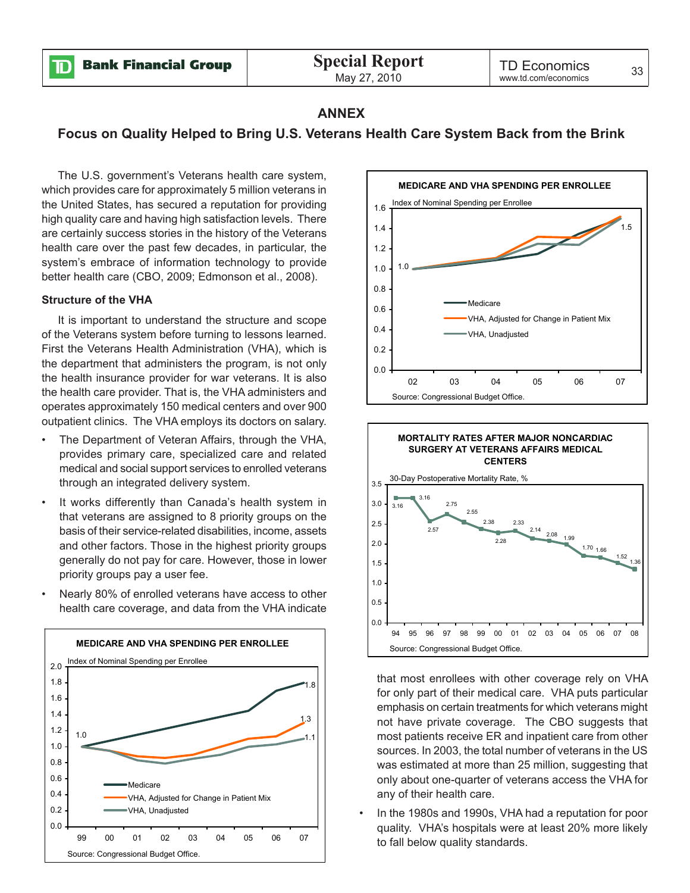## ANNEX

### Focus on Quality Helped to Bring U.S. Veterans Health Care System Back from the Brink

The U.S. government's Veterans health care system, which provides care for approximately 5 million veterans in the United States, has secured a reputation for providing high quality care and having high satisfaction levels. There are certainly success stories in the history of the Veterans health care over the past few decades, in particular, the system's embrace of information technology to provide better health care (CBO, 2009; Edmonson et al., 2008).

**Structure of the VHA**

It is important to understand the structure and scope of the Veterans system before turning to lessons learned. First the Veterans Health Administration (VHA), which is the department that administers the program, is not only the health insurance provider for war veterans. It is also the health care provider. That is, the VHA administers and operates approximately 150 medical centers and over 900 outpatient clinics. The VHA employs its doctors on salary.

- The Department of Veteran Affairs, through the VHA, provides primary care, specialized care and related medical and social support services to enrolled veterans through an integrated delivery system.
- It works differently than Canada's health system in that veterans are assigned to 8 priority groups on the basis of their service-related disabilities, income, assets and other factors. Those in the highest priority groups generally do not pay for care. However, those in lower priority groups pay a user fee.
- Nearly 80% of enrolled veterans have access to other health care coverage, and data from the VHA indicate that most enrollees with other coverage rely on VHA for only part of their medical care. VHA puts particular emphasis on certain treatments for which veterans might not have private coverage. The CBO suggests that most patients receive ER and inpatient care from other sources. In 2003, the total number of veterans in the US was estimated at more than 25 million, suggesting that only about one-quarter of veterans access the VHA for any of their health care.
- In the 1980s and 1990s, VHA had a reputation for poor quality. VHA's hospitals were at least 20% more likely to fall below quality standards.

**MEDICARE AND VHA SPENDING PER ENROLLEE**

Index of Nominal Spending per Enrollee (99 = 1.0): Medicare rises to 1.8 by 07; VHA, Adjusted for Change in Patient Mix, 1.3 in 07; VHA, Unadjusted, 1.1 in 07.

Source: Congressional Budget Office.

**MEDICARE AND VHA SPENDING PER ENROLLEE**

Index of Nominal Spending per Enrollee (02 = 1.0): Medicare, VHA Adjusted for Change in Patient Mix, and VHA Unadjusted all reach about 1.5 by 07.

Source: Congressional Budget Office.

**MORTALITY RATES AFTER MAJOR NONCARDIAC SURGERY AT VETERANS AFFAIRS MEDICAL CENTERS**

30-Day Postoperative Mortality Rate, %

| 94 | 95 | 96 | 97 | 98 | 99 | 00 | 01 | 02 | 03 | 04 | 05 | 06 | 07 | 08 |
|---|---|---|---|---|---|---|---|---|---|---|---|---|---|---|
| 3.16 | 3.16 | 2.57 | 2.75 | 2.55 | 2.38 | 2.28 | 2.33 | 2.14 | 2.08 | 1.99 | 1.70 | 1.66 | 1.52 | 1.36 |

Source: Congressional Budget Office.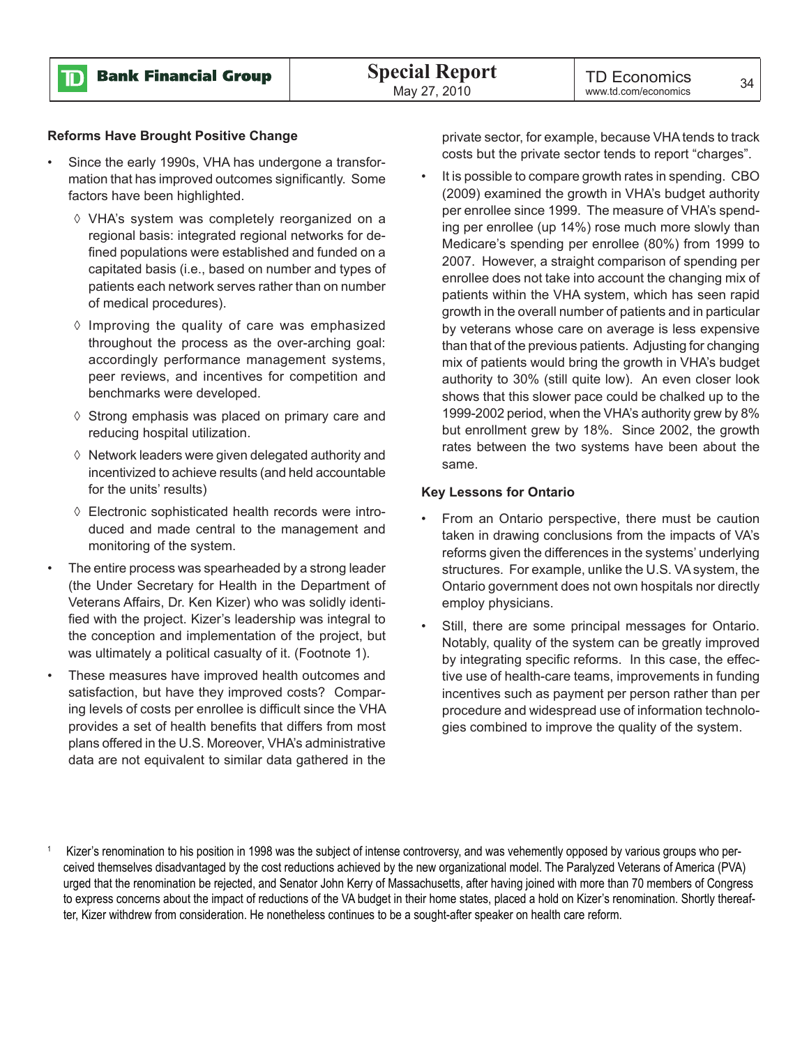### Reforms Have Brought Positive Change

- Since the early 1990s, VHA has undergone a transformation that has improved outcomes significantly. Some factors have been highlighted.
  - ◊ VHA's system was completely reorganized on a regional basis: integrated regional networks for defined populations were established and funded on a capitated basis (i.e., based on number and types of patients each network serves rather than on number of medical procedures).
  - ◊ Improving the quality of care was emphasized throughout the process as the over-arching goal: accordingly performance management systems, peer reviews, and incentives for competition and benchmarks were developed.
  - ◊ Strong emphasis was placed on primary care and reducing hospital utilization.
  - ◊ Network leaders were given delegated authority and incentivized to achieve results (and held accountable for the units' results)
  - ◊ Electronic sophisticated health records were introduced and made central to the management and monitoring of the system.
- The entire process was spearheaded by a strong leader (the Under Secretary for Health in the Department of Veterans Affairs, Dr. Ken Kizer) who was solidly identified with the project. Kizer's leadership was integral to the conception and implementation of the project, but was ultimately a political casualty of it. (Footnote 1).
- These measures have improved health outcomes and satisfaction, but have they improved costs? Comparing levels of costs per enrollee is difficult since the VHA provides a set of health benefits that differs from most plans offered in the U.S. Moreover, VHA's administrative data are not equivalent to similar data gathered in the private sector, for example, because VHA tends to track costs but the private sector tends to report "charges".
- It is possible to compare growth rates in spending. CBO (2009) examined the growth in VHA's budget authority per enrollee since 1999. The measure of VHA's spending per enrollee (up 14%) rose much more slowly than Medicare's spending per enrollee (80%) from 1999 to 2007. However, a straight comparison of spending per enrollee does not take into account the changing mix of patients within the VHA system, which has seen rapid growth in the overall number of patients and in particular by veterans whose care on average is less expensive than that of the previous patients. Adjusting for changing mix of patients would bring the growth in VHA's budget authority to 30% (still quite low). An even closer look shows that this slower pace could be chalked up to the 1999-2002 period, when the VHA's authority grew by 8% but enrollment grew by 18%. Since 2002, the growth rates between the two systems have been about the same.

### Key Lessons for Ontario

- From an Ontario perspective, there must be caution taken in drawing conclusions from the impacts of VA's reforms given the differences in the systems' underlying structures. For example, unlike the U.S. VA system, the Ontario government does not own hospitals nor directly employ physicians.
- Still, there are some principal messages for Ontario. Notably, quality of the system can be greatly improved by integrating specific reforms. In this case, the effective use of health-care teams, improvements in funding incentives such as payment per person rather than per procedure and widespread use of information technologies combined to improve the quality of the system.

[1] Kizer's renomination to his position in 1998 was the subject of intense controversy, and was vehemently opposed by various groups who perceived themselves disadvantaged by the cost reductions achieved by the new organizational model. The Paralyzed Veterans of America (PVA) urged that the renomination be rejected, and Senator John Kerry of Massachusetts, after having joined with more than 70 members of Congress to express concerns about the impact of reductions of the VA budget in their home states, placed a hold on Kizer's renomination. Shortly thereafter, Kizer withdrew from consideration. He nonetheless continues to be a sought-after speaker on health care reform.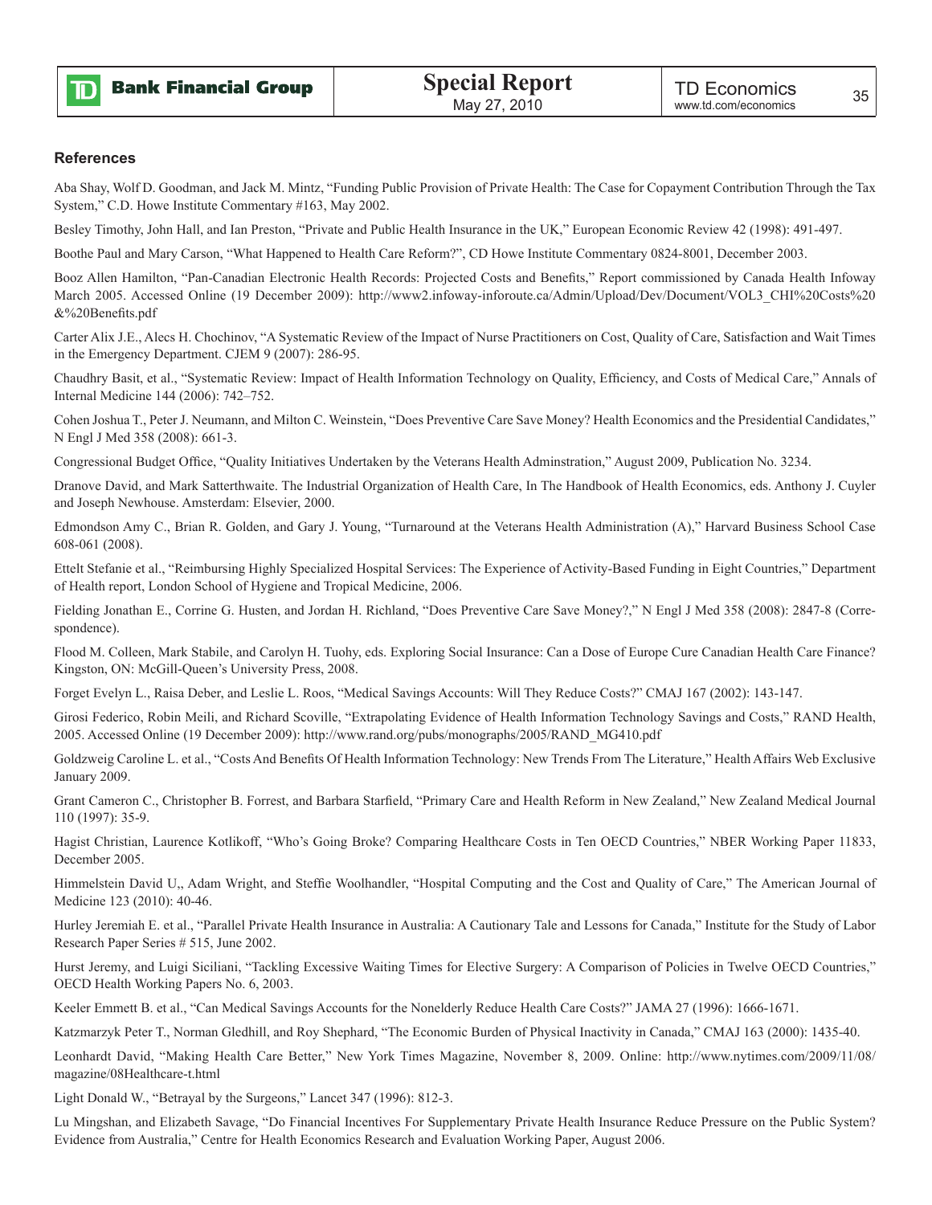## References

Aba Shay, Wolf D. Goodman, and Jack M. Mintz, "Funding Public Provision of Private Health: The Case for Copayment Contribution Through the Tax System," C.D. Howe Institute Commentary #163, May 2002.

Besley Timothy, John Hall, and Ian Preston, "Private and Public Health Insurance in the UK," European Economic Review 42 (1998): 491-497.

Boothe Paul and Mary Carson, "What Happened to Health Care Reform?", CD Howe Institute Commentary 0824-8001, December 2003.

Booz Allen Hamilton, "Pan-Canadian Electronic Health Records: Projected Costs and Benefits," Report commissioned by Canada Health Infoway March 2005. Accessed Online (19 December 2009): http://www2.infoway-inforoute.ca/Admin/Upload/Dev/Document/VOL3_CHI%20Costs%20&%20Benefits.pdf

Carter Alix J.E., Alecs H. Chochinov, "A Systematic Review of the Impact of Nurse Practitioners on Cost, Quality of Care, Satisfaction and Wait Times in the Emergency Department. CJEM 9 (2007): 286-95.

Chaudhry Basit, et al., "Systematic Review: Impact of Health Information Technology on Quality, Efficiency, and Costs of Medical Care," Annals of Internal Medicine 144 (2006): 742–752.

Cohen Joshua T., Peter J. Neumann, and Milton C. Weinstein, "Does Preventive Care Save Money? Health Economics and the Presidential Candidates," N Engl J Med 358 (2008): 661-3.

Congressional Budget Office, "Quality Initiatives Undertaken by the Veterans Health Adminstration," August 2009, Publication No. 3234.

Dranove David, and Mark Satterthwaite. The Industrial Organization of Health Care, In The Handbook of Health Economics, eds. Anthony J. Cuyler and Joseph Newhouse. Amsterdam: Elsevier, 2000.

Edmondson Amy C., Brian R. Golden, and Gary J. Young, "Turnaround at the Veterans Health Administration (A)," Harvard Business School Case 608-061 (2008).

Ettelt Stefanie et al., "Reimbursing Highly Specialized Hospital Services: The Experience of Activity-Based Funding in Eight Countries," Department of Health report, London School of Hygiene and Tropical Medicine, 2006.

Fielding Jonathan E., Corrine G. Husten, and Jordan H. Richland, "Does Preventive Care Save Money?," N Engl J Med 358 (2008): 2847-8 (Correspondence).

Flood M. Colleen, Mark Stabile, and Carolyn H. Tuohy, eds. Exploring Social Insurance: Can a Dose of Europe Cure Canadian Health Care Finance? Kingston, ON: McGill-Queen's University Press, 2008.

Forget Evelyn L., Raisa Deber, and Leslie L. Roos, "Medical Savings Accounts: Will They Reduce Costs?" CMAJ 167 (2002): 143-147.

Girosi Federico, Robin Meili, and Richard Scoville, "Extrapolating Evidence of Health Information Technology Savings and Costs," RAND Health, 2005. Accessed Online (19 December 2009): http://www.rand.org/pubs/monographs/2005/RAND_MG410.pdf

Goldzweig Caroline L. et al., "Costs And Benefits Of Health Information Technology: New Trends From The Literature," Health Affairs Web Exclusive January 2009.

Grant Cameron C., Christopher B. Forrest, and Barbara Starfield, "Primary Care and Health Reform in New Zealand," New Zealand Medical Journal 110 (1997): 35-9.

Hagist Christian, Laurence Kotlikoff, "Who's Going Broke? Comparing Healthcare Costs in Ten OECD Countries," NBER Working Paper 11833, December 2005.

Himmelstein David U,, Adam Wright, and Steffie Woolhandler, "Hospital Computing and the Cost and Quality of Care," The American Journal of Medicine 123 (2010): 40-46.

Hurley Jeremiah E. et al., "Parallel Private Health Insurance in Australia: A Cautionary Tale and Lessons for Canada," Institute for the Study of Labor Research Paper Series # 515, June 2002.

Hurst Jeremy, and Luigi Siciliani, "Tackling Excessive Waiting Times for Elective Surgery: A Comparison of Policies in Twelve OECD Countries," OECD Health Working Papers No. 6, 2003.

Keeler Emmett B. et al., "Can Medical Savings Accounts for the Nonelderly Reduce Health Care Costs?" JAMA 27 (1996): 1666-1671.

Katzmarzyk Peter T., Norman Gledhill, and Roy Shephard, "The Economic Burden of Physical Inactivity in Canada," CMAJ 163 (2000): 1435-40.

Leonhardt David, "Making Health Care Better," New York Times Magazine, November 8, 2009. Online: http://www.nytimes.com/2009/11/08/magazine/08Healthcare-t.html

Light Donald W., "Betrayal by the Surgeons," Lancet 347 (1996): 812-3.

Lu Mingshan, and Elizabeth Savage, "Do Financial Incentives For Supplementary Private Health Insurance Reduce Pressure on the Public System? Evidence from Australia," Centre for Health Economics Research and Evaluation Working Paper, August 2006.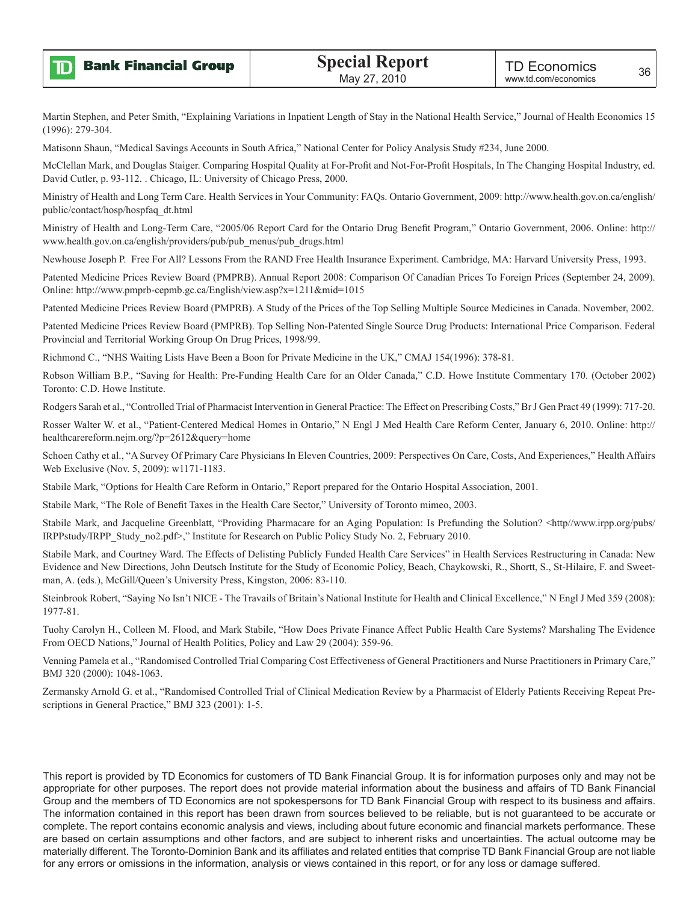Martin Stephen, and Peter Smith, "Explaining Variations in Inpatient Length of Stay in the National Health Service," Journal of Health Economics 15 (1996): 279-304.

Matisonn Shaun, "Medical Savings Accounts in South Africa," National Center for Policy Analysis Study #234, June 2000.

McClellan Mark, and Douglas Staiger. Comparing Hospital Quality at For-Profit and Not-For-Profit Hospitals, In The Changing Hospital Industry, ed. David Cutler, p. 93-112. . Chicago, IL: University of Chicago Press, 2000.

Ministry of Health and Long Term Care. Health Services in Your Community: FAQs. Ontario Government, 2009: http://www.health.gov.on.ca/english/public/contact/hosp/hospfaq_dt.html

Ministry of Health and Long-Term Care, "2005/06 Report Card for the Ontario Drug Benefit Program," Ontario Government, 2006. Online: http://www.health.gov.on.ca/english/providers/pub/pub_menus/pub_drugs.html

Newhouse Joseph P. Free For All? Lessons From the RAND Free Health Insurance Experiment. Cambridge, MA: Harvard University Press, 1993.

Patented Medicine Prices Review Board (PMPRB). Annual Report 2008: Comparison Of Canadian Prices To Foreign Prices (September 24, 2009). Online: http://www.pmprb-cepmb.gc.ca/English/view.asp?x=1211&mid=1015

Patented Medicine Prices Review Board (PMPRB). A Study of the Prices of the Top Selling Multiple Source Medicines in Canada. November, 2002.

Patented Medicine Prices Review Board (PMPRB). Top Selling Non-Patented Single Source Drug Products: International Price Comparison. Federal Provincial and Territorial Working Group On Drug Prices, 1998/99.

Richmond C., "NHS Waiting Lists Have Been a Boon for Private Medicine in the UK," CMAJ 154(1996): 378-81.

Robson William B.P., "Saving for Health: Pre-Funding Health Care for an Older Canada," C.D. Howe Institute Commentary 170. (October 2002) Toronto: C.D. Howe Institute.

Rodgers Sarah et al., "Controlled Trial of Pharmacist Intervention in General Practice: The Effect on Prescribing Costs," Br J Gen Pract 49 (1999): 717-20.

Rosser Walter W. et al., "Patient-Centered Medical Homes in Ontario," N Engl J Med Health Care Reform Center, January 6, 2010. Online: http://healthcarereform.nejm.org/?p=2612&query=home

Schoen Cathy et al., "A Survey Of Primary Care Physicians In Eleven Countries, 2009: Perspectives On Care, Costs, And Experiences," Health Affairs Web Exclusive (Nov. 5, 2009): w1171-1183.

Stabile Mark, "Options for Health Care Reform in Ontario," Report prepared for the Ontario Hospital Association, 2001.

Stabile Mark, "The Role of Benefit Taxes in the Health Care Sector," University of Toronto mimeo, 2003.

Stabile Mark, and Jacqueline Greenblatt, "Providing Pharmacare for an Aging Population: Is Prefunding the Solution? <http//www.irpp.org/pubs/IRPPstudy/IRPP_Study_no2.pdf>," Institute for Research on Public Policy Study No. 2, February 2010.

Stabile Mark, and Courtney Ward. The Effects of Delisting Publicly Funded Health Care Services" in Health Services Restructuring in Canada: New Evidence and New Directions, John Deutsch Institute for the Study of Economic Policy, Beach, Chaykowski, R., Shortt, S., St-Hilaire, F. and Sweetman, A. (eds.), McGill/Queen's University Press, Kingston, 2006: 83-110.

Steinbrook Robert, "Saying No Isn't NICE - The Travails of Britain's National Institute for Health and Clinical Excellence," N Engl J Med 359 (2008): 1977-81.

Tuohy Carolyn H., Colleen M. Flood, and Mark Stabile, "How Does Private Finance Affect Public Health Care Systems? Marshaling The Evidence From OECD Nations," Journal of Health Politics, Policy and Law 29 (2004): 359-96.

Venning Pamela et al., "Randomised Controlled Trial Comparing Cost Effectiveness of General Practitioners and Nurse Practitioners in Primary Care," BMJ 320 (2000): 1048-1063.

Zermansky Arnold G. et al., "Randomised Controlled Trial of Clinical Medication Review by a Pharmacist of Elderly Patients Receiving Repeat Prescriptions in General Practice," BMJ 323 (2001): 1-5.

This report is provided by TD Economics for customers of TD Bank Financial Group. It is for information purposes only and may not be appropriate for other purposes. The report does not provide material information about the business and affairs of TD Bank Financial Group and the members of TD Economics are not spokespersons for TD Bank Financial Group with respect to its business and affairs. The information contained in this report has been drawn from sources believed to be reliable, but is not guaranteed to be accurate or complete. The report contains economic analysis and views, including about future economic and financial markets performance. These are based on certain assumptions and other factors, and are subject to inherent risks and uncertainties. The actual outcome may be materially different. The Toronto-Dominion Bank and its affiliates and related entities that comprise TD Bank Financial Group are not liable for any errors or omissions in the information, analysis or views contained in this report, or for any loss or damage suffered.